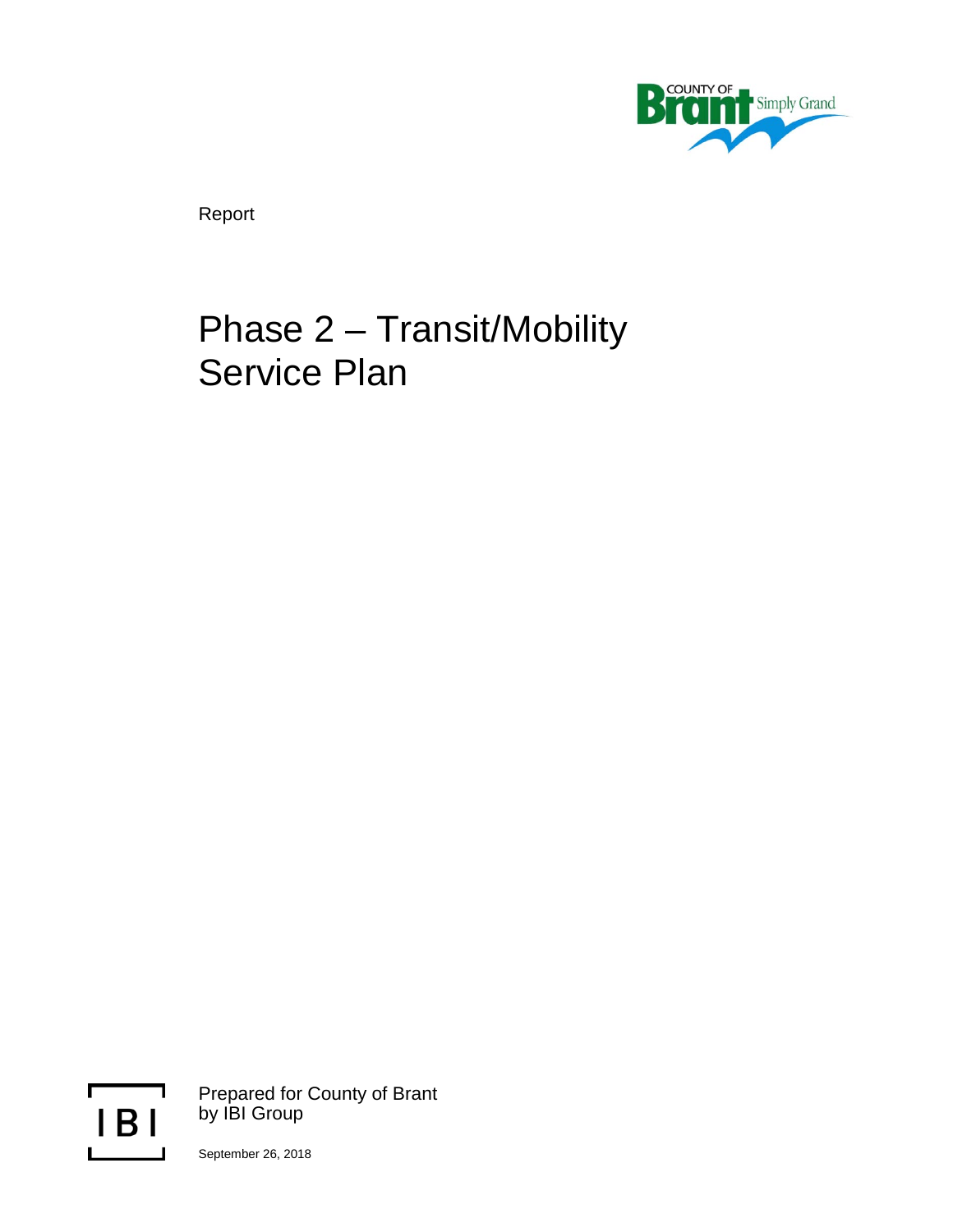COUNTY OF Brant Simply Grand

Report

# Phase 2 – Transit/Mobility Service Plan

IBI

Prepared for County of Brant
by IBI Group

September 26, 2018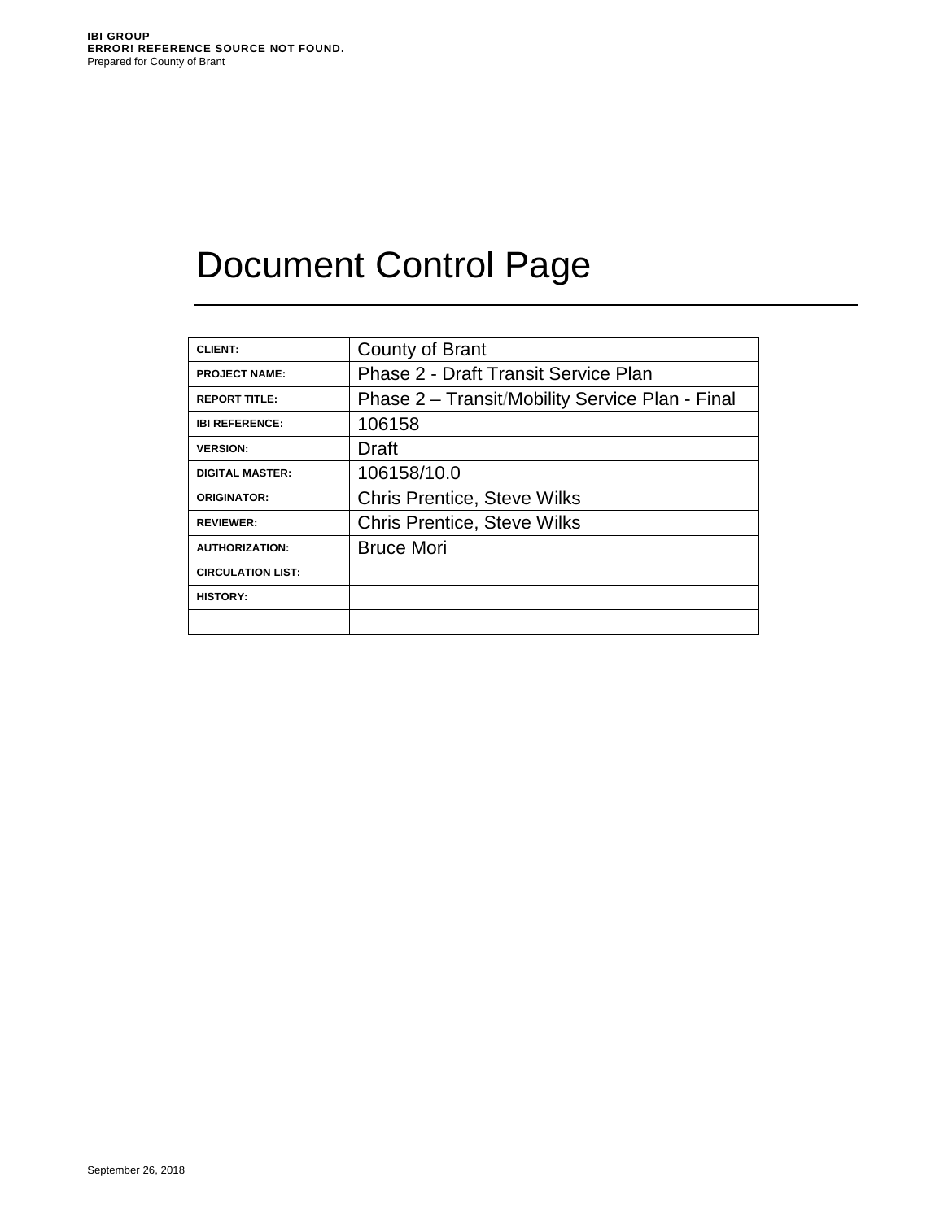# Document Control Page

| CLIENT: | County of Brant |
| --- | --- |
| PROJECT NAME: | Phase 2 - Draft Transit Service Plan |
| REPORT TITLE: | Phase 2 – Transit/Mobility Service Plan - Final |
| IBI REFERENCE: | 106158 |
| VERSION: | Draft |
| DIGITAL MASTER: | 106158/10.0 |
| ORIGINATOR: | Chris Prentice, Steve Wilks |
| REVIEWER: | Chris Prentice, Steve Wilks |
| AUTHORIZATION: | Bruce Mori |
| CIRCULATION LIST: | |
| HISTORY: | |
| | |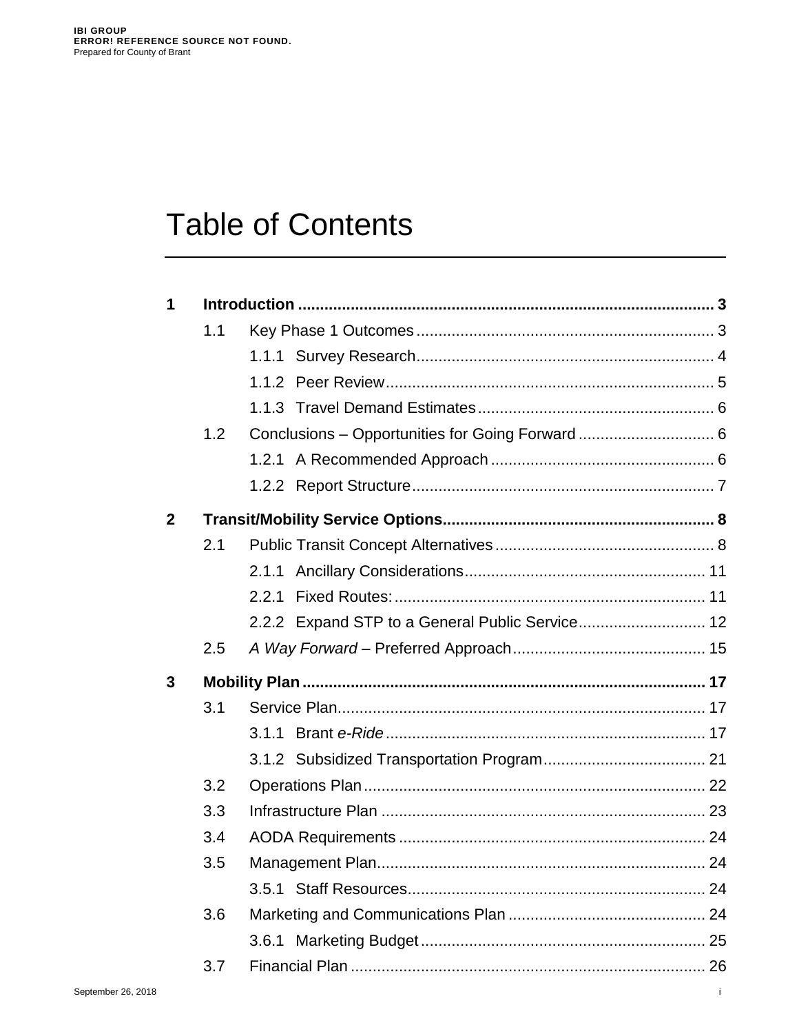# Table of Contents

**1 Introduction .......................................................................................... 3**

1.1 Key Phase 1 Outcomes .................................................................... 3

1.1.1 Survey Research.................................................................... 4

1.1.2 Peer Review........................................................................... 5

1.1.3 Travel Demand Estimates ...................................................... 6

1.2 Conclusions – Opportunities for Going Forward ............................... 6

1.2.1 A Recommended Approach ................................................... 6

1.2.2 Report Structure..................................................................... 7

**2 Transit/Mobility Service Options............................................................. 8**

2.1 Public Transit Concept Alternatives .................................................. 8

2.1.1 Ancillary Considerations....................................................... 11

2.2.1 Fixed Routes: ...................................................................... 11

2.2.2 Expand STP to a General Public Service............................. 12

2.5 *A Way Forward* – Preferred Approach............................................ 15

**3 Mobility Plan ........................................................................................... 17**

3.1 Service Plan.................................................................................... 17

3.1.1 Brant *e-Ride* ......................................................................... 17

3.1.2 Subsidized Transportation Program..................................... 21

3.2 Operations Plan.............................................................................. 22

3.3 Infrastructure Plan .......................................................................... 23

3.4 AODA Requirements ...................................................................... 24

3.5 Management Plan........................................................................... 24

3.5.1 Staff Resources.................................................................... 24

3.6 Marketing and Communications Plan ............................................. 24

3.6.1 Marketing Budget ................................................................. 25

3.7 Financial Plan ................................................................................. 26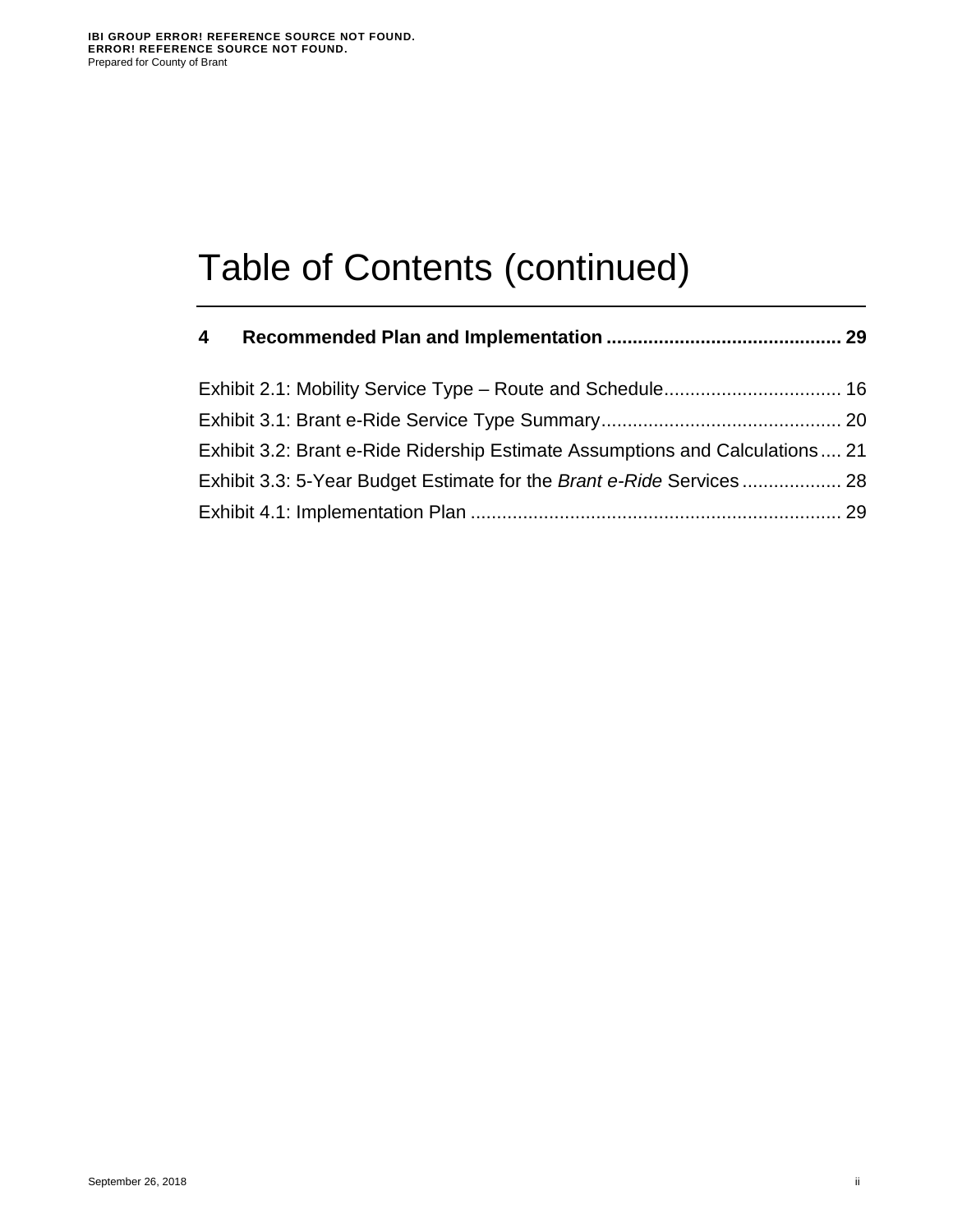# Table of Contents (continued)

**4 Recommended Plan and Implementation ............................................ 29**

Exhibit 2.1: Mobility Service Type – Route and Schedule.................................. 16

Exhibit 3.1: Brant e-Ride Service Type Summary.............................................. 20

Exhibit 3.2: Brant e-Ride Ridership Estimate Assumptions and Calculations.... 21

Exhibit 3.3: 5-Year Budget Estimate for the *Brant e-Ride* Services ................... 28

Exhibit 4.1: Implementation Plan ....................................................................... 29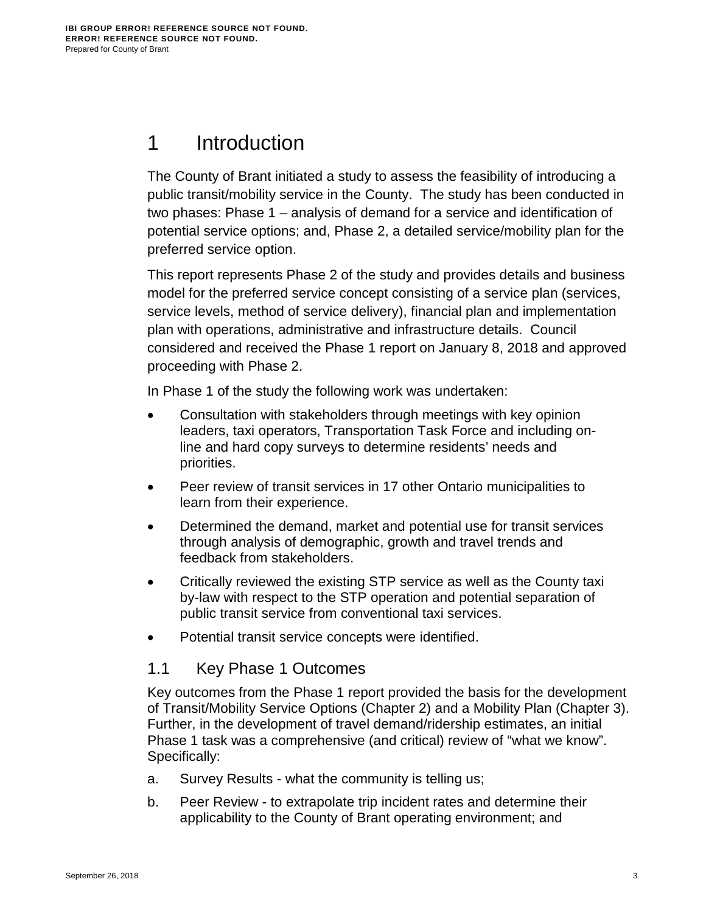# 1 Introduction

The County of Brant initiated a study to assess the feasibility of introducing a public transit/mobility service in the County. The study has been conducted in two phases: Phase 1 – analysis of demand for a service and identification of potential service options; and, Phase 2, a detailed service/mobility plan for the preferred service option.

This report represents Phase 2 of the study and provides details and business model for the preferred service concept consisting of a service plan (services, service levels, method of service delivery), financial plan and implementation plan with operations, administrative and infrastructure details. Council considered and received the Phase 1 report on January 8, 2018 and approved proceeding with Phase 2.

In Phase 1 of the study the following work was undertaken:

- Consultation with stakeholders through meetings with key opinion leaders, taxi operators, Transportation Task Force and including on-line and hard copy surveys to determine residents' needs and priorities.
- Peer review of transit services in 17 other Ontario municipalities to learn from their experience.
- Determined the demand, market and potential use for transit services through analysis of demographic, growth and travel trends and feedback from stakeholders.
- Critically reviewed the existing STP service as well as the County taxi by-law with respect to the STP operation and potential separation of public transit service from conventional taxi services.
- Potential transit service concepts were identified.

## 1.1 Key Phase 1 Outcomes

Key outcomes from the Phase 1 report provided the basis for the development of Transit/Mobility Service Options (Chapter 2) and a Mobility Plan (Chapter 3). Further, in the development of travel demand/ridership estimates, an initial Phase 1 task was a comprehensive (and critical) review of "what we know". Specifically:

a. Survey Results - what the community is telling us;

b. Peer Review - to extrapolate trip incident rates and determine their applicability to the County of Brant operating environment; and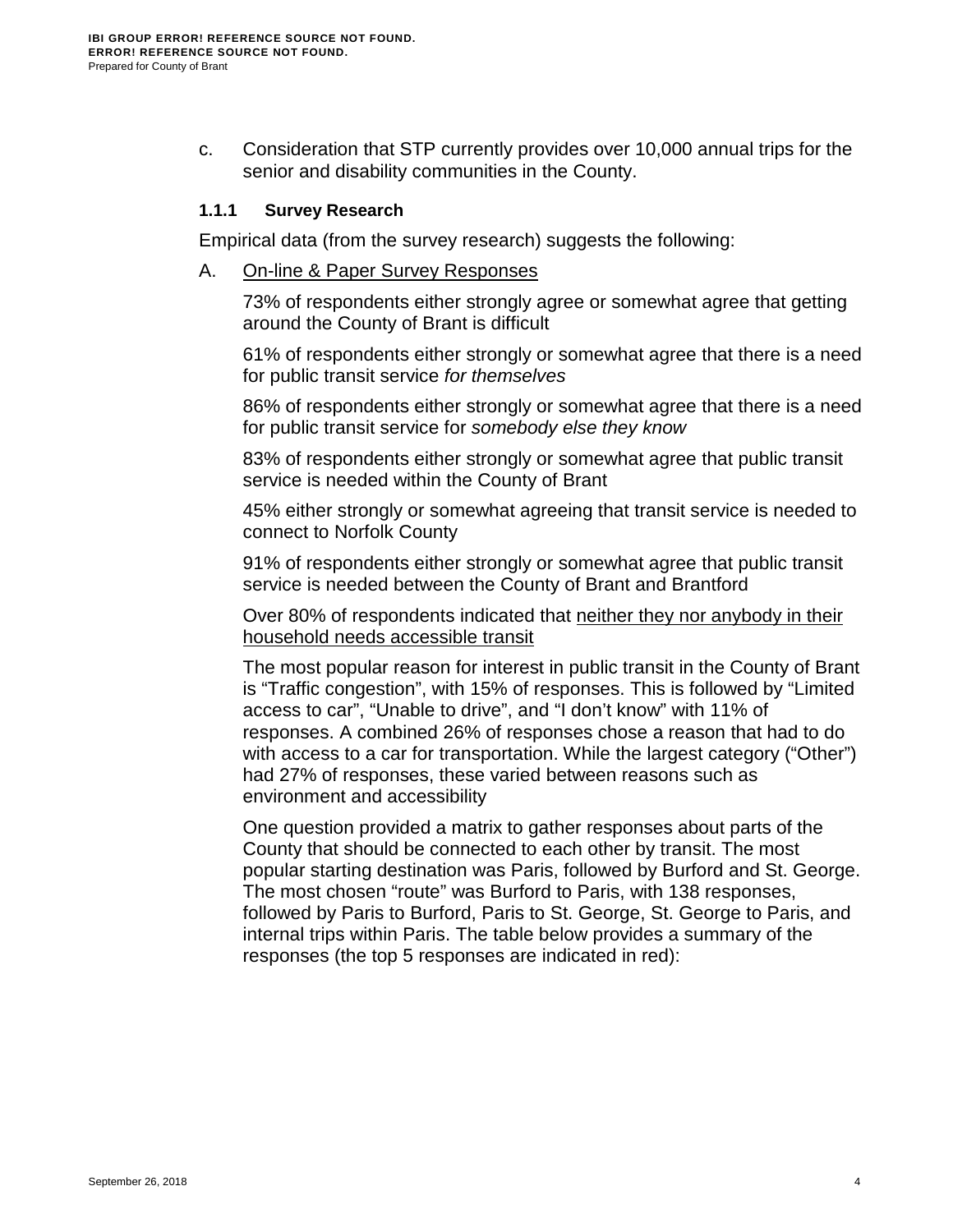c. Consideration that STP currently provides over 10,000 annual trips for the senior and disability communities in the County.

### 1.1.1 Survey Research

Empirical data (from the survey research) suggests the following:

A. <u>On-line & Paper Survey Responses</u>

73% of respondents either strongly agree or somewhat agree that getting around the County of Brant is difficult

61% of respondents either strongly or somewhat agree that there is a need for public transit service *for themselves*

86% of respondents either strongly or somewhat agree that there is a need for public transit service for *somebody else they know*

83% of respondents either strongly or somewhat agree that public transit service is needed within the County of Brant

45% either strongly or somewhat agreeing that transit service is needed to connect to Norfolk County

91% of respondents either strongly or somewhat agree that public transit service is needed between the County of Brant and Brantford

Over 80% of respondents indicated that <u>neither they nor anybody in their household needs accessible transit</u>

The most popular reason for interest in public transit in the County of Brant is "Traffic congestion", with 15% of responses. This is followed by "Limited access to car", "Unable to drive", and "I don't know" with 11% of responses. A combined 26% of responses chose a reason that had to do with access to a car for transportation. While the largest category ("Other") had 27% of responses, these varied between reasons such as environment and accessibility

One question provided a matrix to gather responses about parts of the County that should be connected to each other by transit. The most popular starting destination was Paris, followed by Burford and St. George. The most chosen "route" was Burford to Paris, with 138 responses, followed by Paris to Burford, Paris to St. George, St. George to Paris, and internal trips within Paris. The table below provides a summary of the responses (the top 5 responses are indicated in red):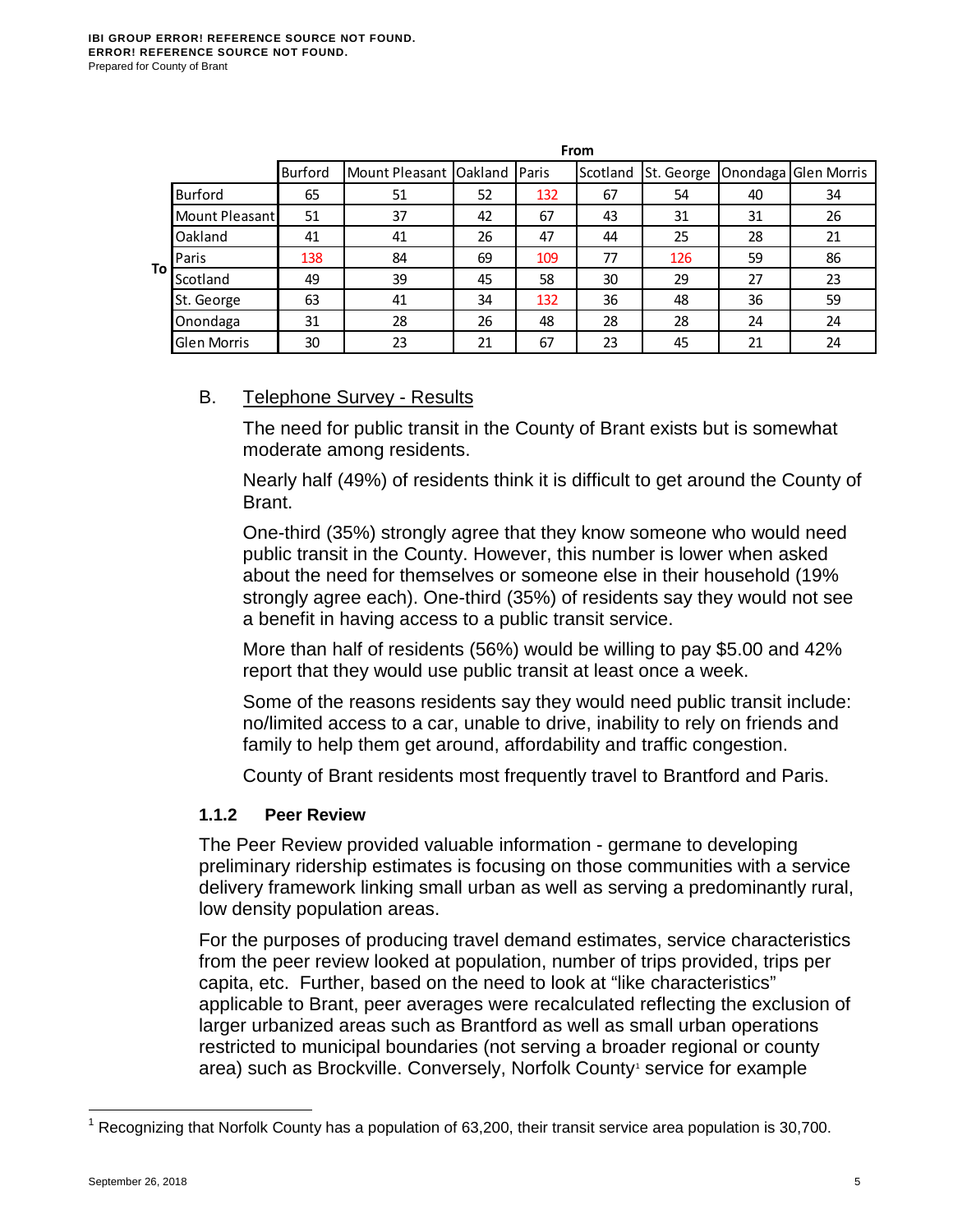| To | | From | | | | | | | |
|---|---|---|---|---|---|---|---|---|---|
| | | Burford | Mount Pleasant | Oakland | Paris | Scotland | St. George | Onondaga | Glen Morris |
| | Burford | 65 | 51 | 52 | 132 | 67 | 54 | 40 | 34 |
| | Mount Pleasant | 51 | 37 | 42 | 67 | 43 | 31 | 31 | 26 |
| | Oakland | 41 | 41 | 26 | 47 | 44 | 25 | 28 | 21 |
| | Paris | 138 | 84 | 69 | 109 | 77 | 126 | 59 | 86 |
| | Scotland | 49 | 39 | 45 | 58 | 30 | 29 | 27 | 23 |
| | St. George | 63 | 41 | 34 | 132 | 36 | 48 | 36 | 59 |
| | Onondaga | 31 | 28 | 26 | 48 | 28 | 28 | 24 | 24 |
| | Glen Morris | 30 | 23 | 21 | 67 | 23 | 45 | 21 | 24 |

B. Telephone Survey - Results

The need for public transit in the County of Brant exists but is somewhat moderate among residents.

Nearly half (49%) of residents think it is difficult to get around the County of Brant.

One-third (35%) strongly agree that they know someone who would need public transit in the County. However, this number is lower when asked about the need for themselves or someone else in their household (19% strongly agree each). One-third (35%) of residents say they would not see a benefit in having access to a public transit service.

More than half of residents (56%) would be willing to pay $5.00 and 42% report that they would use public transit at least once a week.

Some of the reasons residents say they would need public transit include: no/limited access to a car, unable to drive, inability to rely on friends and family to help them get around, affordability and traffic congestion.

County of Brant residents most frequently travel to Brantford and Paris.

### 1.1.2 Peer Review

The Peer Review provided valuable information - germane to developing preliminary ridership estimates is focusing on those communities with a service delivery framework linking small urban as well as serving a predominantly rural, low density population areas.

For the purposes of producing travel demand estimates, service characteristics from the peer review looked at population, number of trips provided, trips per capita, etc. Further, based on the need to look at "like characteristics" applicable to Brant, peer averages were recalculated reflecting the exclusion of larger urbanized areas such as Brantford as well as small urban operations restricted to municipal boundaries (not serving a broader regional or county area) such as Brockville. Conversely, Norfolk County[1] service for example

[1] Recognizing that Norfolk County has a population of 63,200, their transit service area population is 30,700.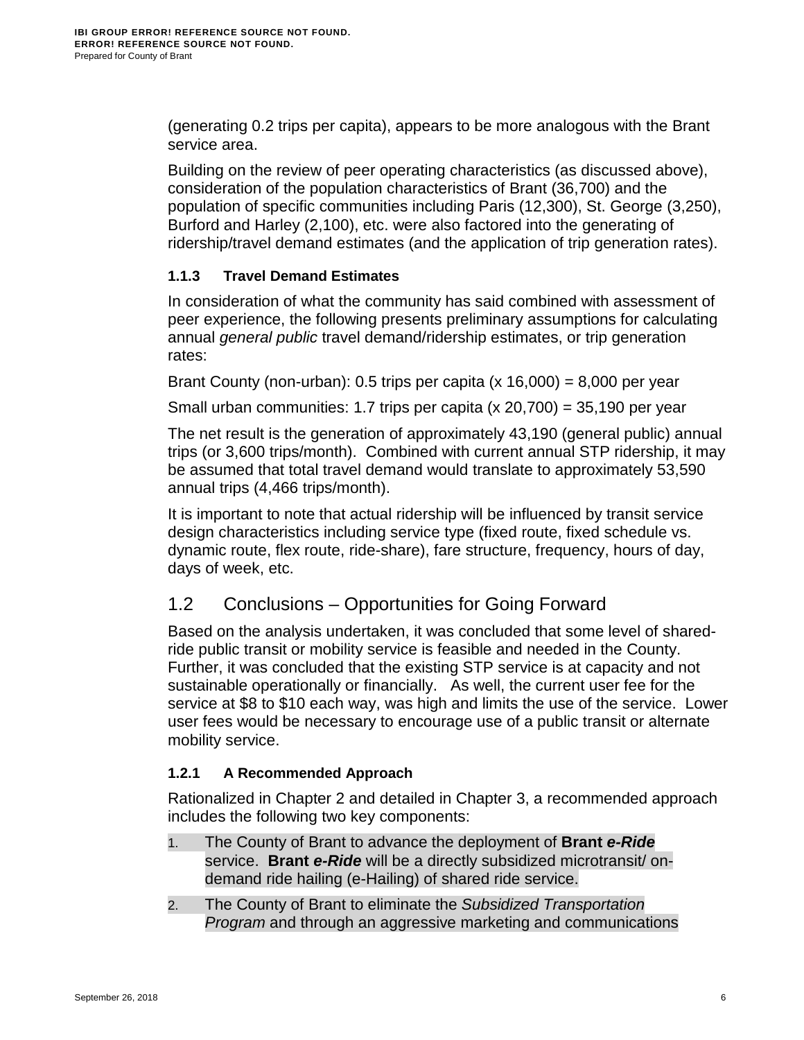(generating 0.2 trips per capita), appears to be more analogous with the Brant service area.

Building on the review of peer operating characteristics (as discussed above), consideration of the population characteristics of Brant (36,700) and the population of specific communities including Paris (12,300), St. George (3,250), Burford and Harley (2,100), etc. were also factored into the generating of ridership/travel demand estimates (and the application of trip generation rates).

### 1.1.3 Travel Demand Estimates

In consideration of what the community has said combined with assessment of peer experience, the following presents preliminary assumptions for calculating annual *general public* travel demand/ridership estimates, or trip generation rates:

Brant County (non-urban): 0.5 trips per capita (x 16,000) = 8,000 per year

Small urban communities: 1.7 trips per capita (x 20,700) = 35,190 per year

The net result is the generation of approximately 43,190 (general public) annual trips (or 3,600 trips/month). Combined with current annual STP ridership, it may be assumed that total travel demand would translate to approximately 53,590 annual trips (4,466 trips/month).

It is important to note that actual ridership will be influenced by transit service design characteristics including service type (fixed route, fixed schedule vs. dynamic route, flex route, ride-share), fare structure, frequency, hours of day, days of week, etc.

## 1.2 Conclusions – Opportunities for Going Forward

Based on the analysis undertaken, it was concluded that some level of shared-ride public transit or mobility service is feasible and needed in the County. Further, it was concluded that the existing STP service is at capacity and not sustainable operationally or financially. As well, the current user fee for the service at $8 to $10 each way, was high and limits the use of the service. Lower user fees would be necessary to encourage use of a public transit or alternate mobility service.

### 1.2.1 A Recommended Approach

Rationalized in Chapter 2 and detailed in Chapter 3, a recommended approach includes the following two key components:

1. The County of Brant to advance the deployment of **Brant *e-Ride*** service. **Brant *e-Ride*** will be a directly subsidized microtransit/ on-demand ride hailing (e-Hailing) of shared ride service.
2. The County of Brant to eliminate the *Subsidized Transportation Program* and through an aggressive marketing and communications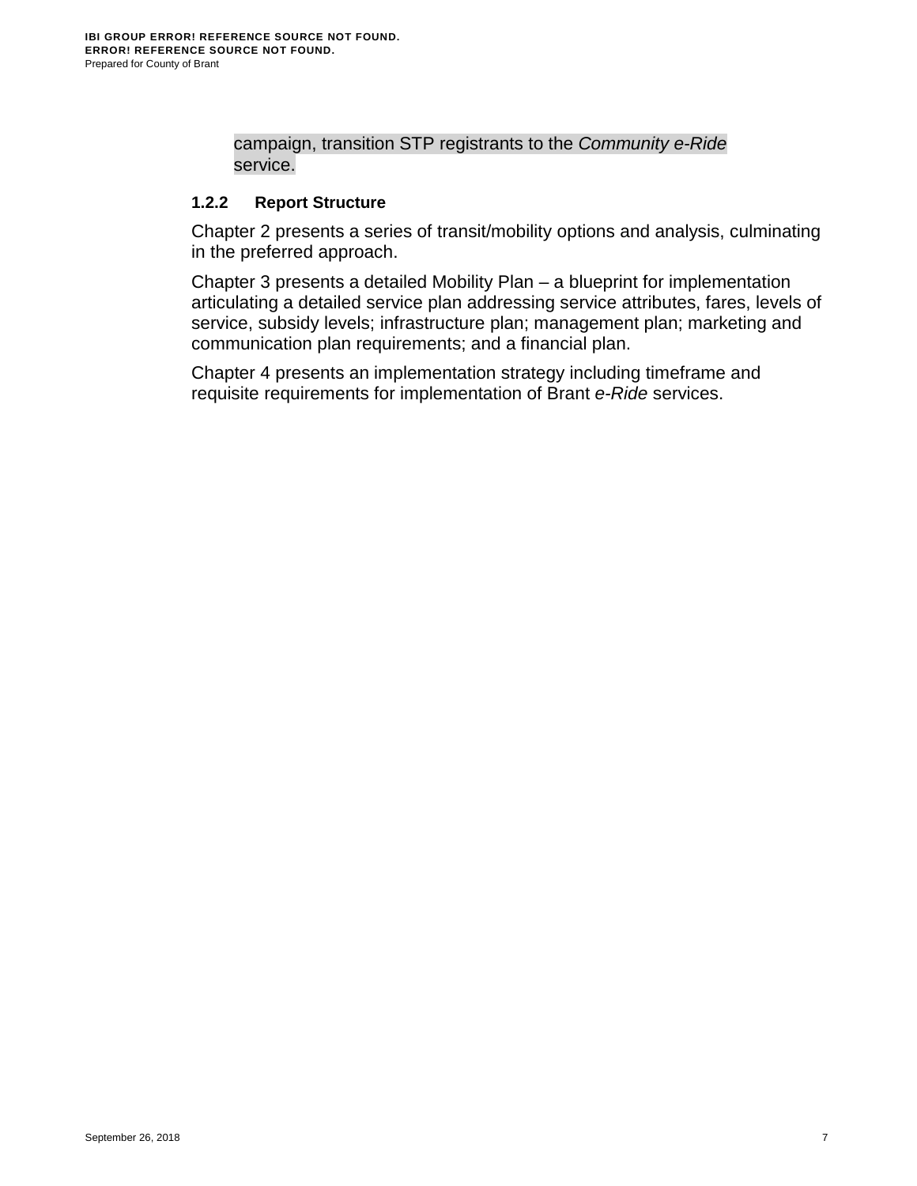campaign, transition STP registrants to the *Community e-Ride* service.

### 1.2.2 Report Structure

Chapter 2 presents a series of transit/mobility options and analysis, culminating in the preferred approach.

Chapter 3 presents a detailed Mobility Plan – a blueprint for implementation articulating a detailed service plan addressing service attributes, fares, levels of service, subsidy levels; infrastructure plan; management plan; marketing and communication plan requirements; and a financial plan.

Chapter 4 presents an implementation strategy including timeframe and requisite requirements for implementation of Brant *e-Ride* services.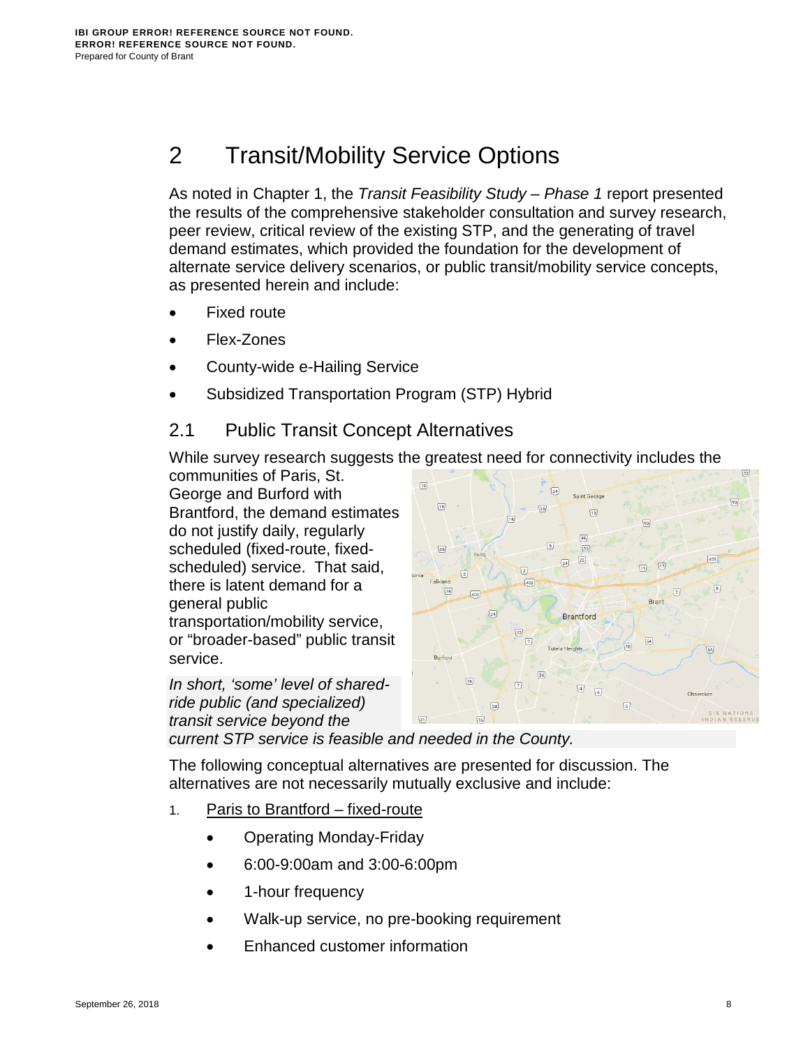# 2 Transit/Mobility Service Options

As noted in Chapter 1, the *Transit Feasibility Study – Phase 1* report presented the results of the comprehensive stakeholder consultation and survey research, peer review, critical review of the existing STP, and the generating of travel demand estimates, which provided the foundation for the development of alternate service delivery scenarios, or public transit/mobility service concepts, as presented herein and include:

- Fixed route
- Flex-Zones
- County-wide e-Hailing Service
- Subsidized Transportation Program (STP) Hybrid

## 2.1 Public Transit Concept Alternatives

While survey research suggests the greatest need for connectivity includes the communities of Paris, St. George and Burford with Brantford, the demand estimates do not justify daily, regularly scheduled (fixed-route, fixed-scheduled) service. That said, there is latent demand for a general public transportation/mobility service, or "broader-based" public transit service.

*In short, 'some' level of shared-ride public (and specialized) transit service beyond the current STP service is feasible and needed in the County.*

The following conceptual alternatives are presented for discussion. The alternatives are not necessarily mutually exclusive and include:

1. <u>Paris to Brantford – fixed-route</u>
   - Operating Monday-Friday
   - 6:00-9:00am and 3:00-6:00pm
   - 1-hour frequency
   - Walk-up service, no pre-booking requirement
   - Enhanced customer information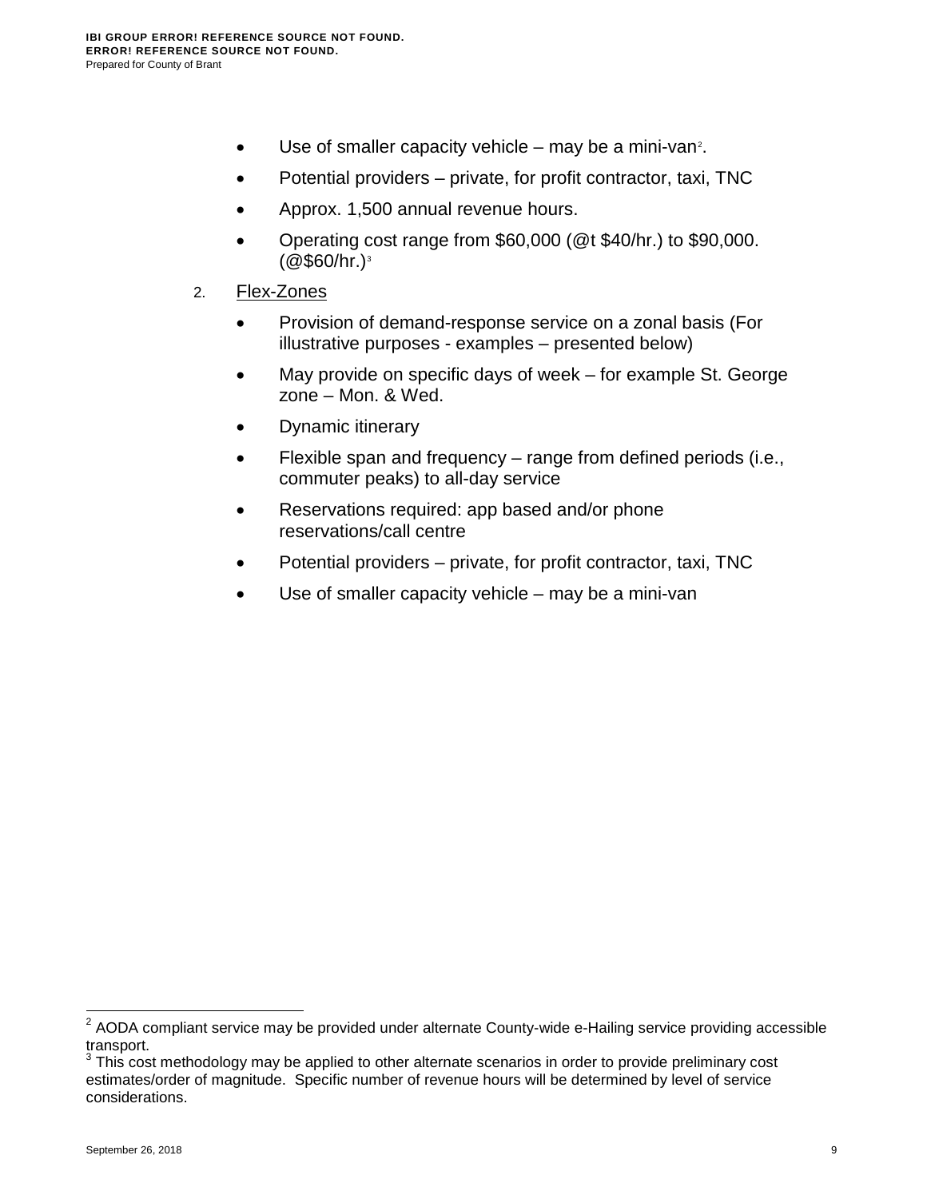- Use of smaller capacity vehicle – may be a mini-van[2].
- Potential providers – private, for profit contractor, taxi, TNC
- Approx. 1,500 annual revenue hours.
- Operating cost range from $60,000 (@t $40/hr.) to $90,000. (@$60/hr.)[3]

2. Flex-Zones

- Provision of demand-response service on a zonal basis (For illustrative purposes - examples – presented below)
- May provide on specific days of week – for example St. George zone – Mon. & Wed.
- Dynamic itinerary
- Flexible span and frequency – range from defined periods (i.e., commuter peaks) to all-day service
- Reservations required: app based and/or phone reservations/call centre
- Potential providers – private, for profit contractor, taxi, TNC
- Use of smaller capacity vehicle – may be a mini-van

---

[2] AODA compliant service may be provided under alternate County-wide e-Hailing service providing accessible transport.

[3] This cost methodology may be applied to other alternate scenarios in order to provide preliminary cost estimates/order of magnitude. Specific number of revenue hours will be determined by level of service considerations.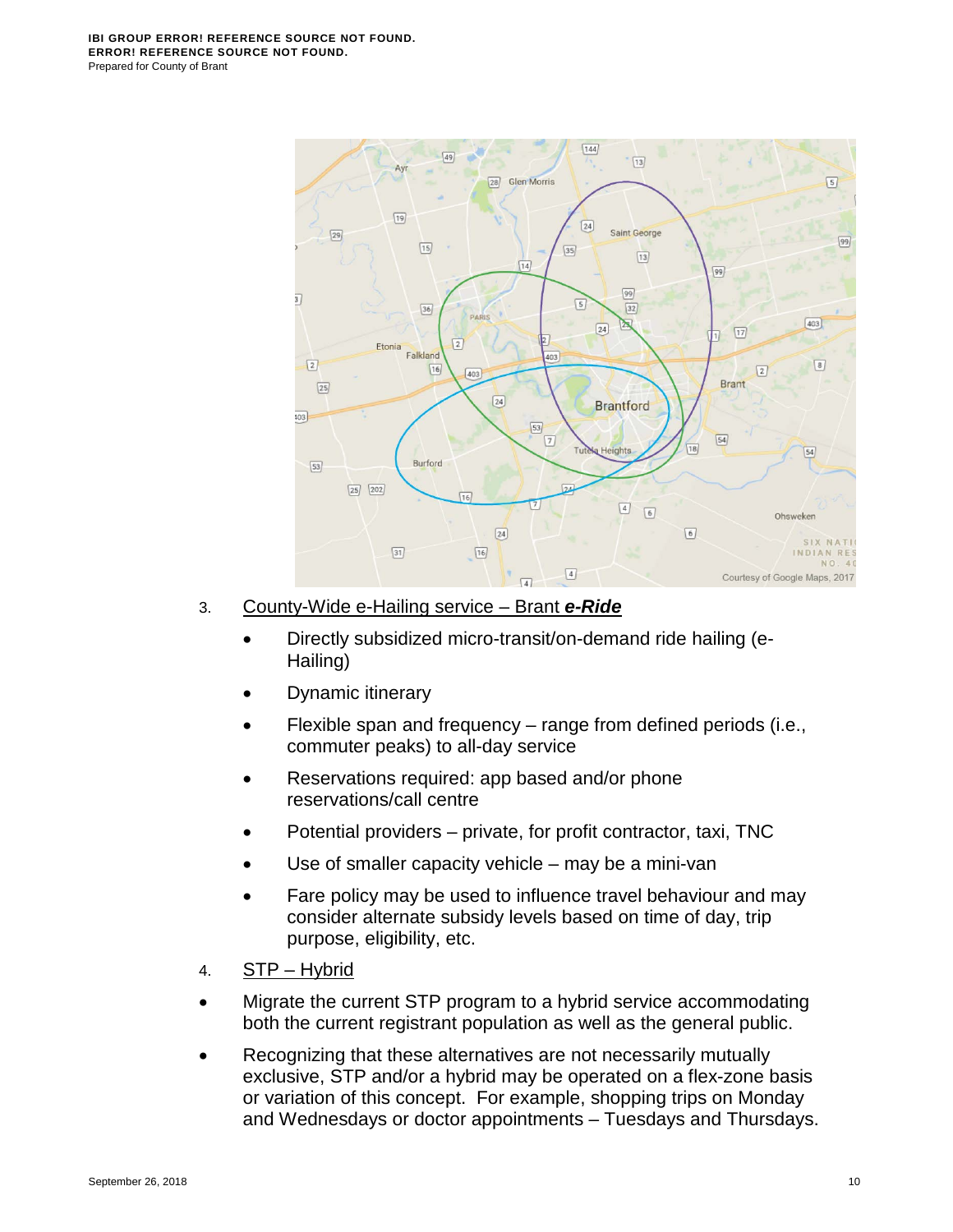3. <u>County-Wide e-Hailing service – Brant ***e-Ride***</u>

   - Directly subsidized micro-transit/on-demand ride hailing (e-Hailing)
   - Dynamic itinerary
   - Flexible span and frequency – range from defined periods (i.e., commuter peaks) to all-day service
   - Reservations required: app based and/or phone reservations/call centre
   - Potential providers – private, for profit contractor, taxi, TNC
   - Use of smaller capacity vehicle – may be a mini-van
   - Fare policy may be used to influence travel behaviour and may consider alternate subsidy levels based on time of day, trip purpose, eligibility, etc.

4. <u>STP – Hybrid</u>

- Migrate the current STP program to a hybrid service accommodating both the current registrant population as well as the general public.
- Recognizing that these alternatives are not necessarily mutually exclusive, STP and/or a hybrid may be operated on a flex-zone basis or variation of this concept. For example, shopping trips on Monday and Wednesdays or doctor appointments – Tuesdays and Thursdays.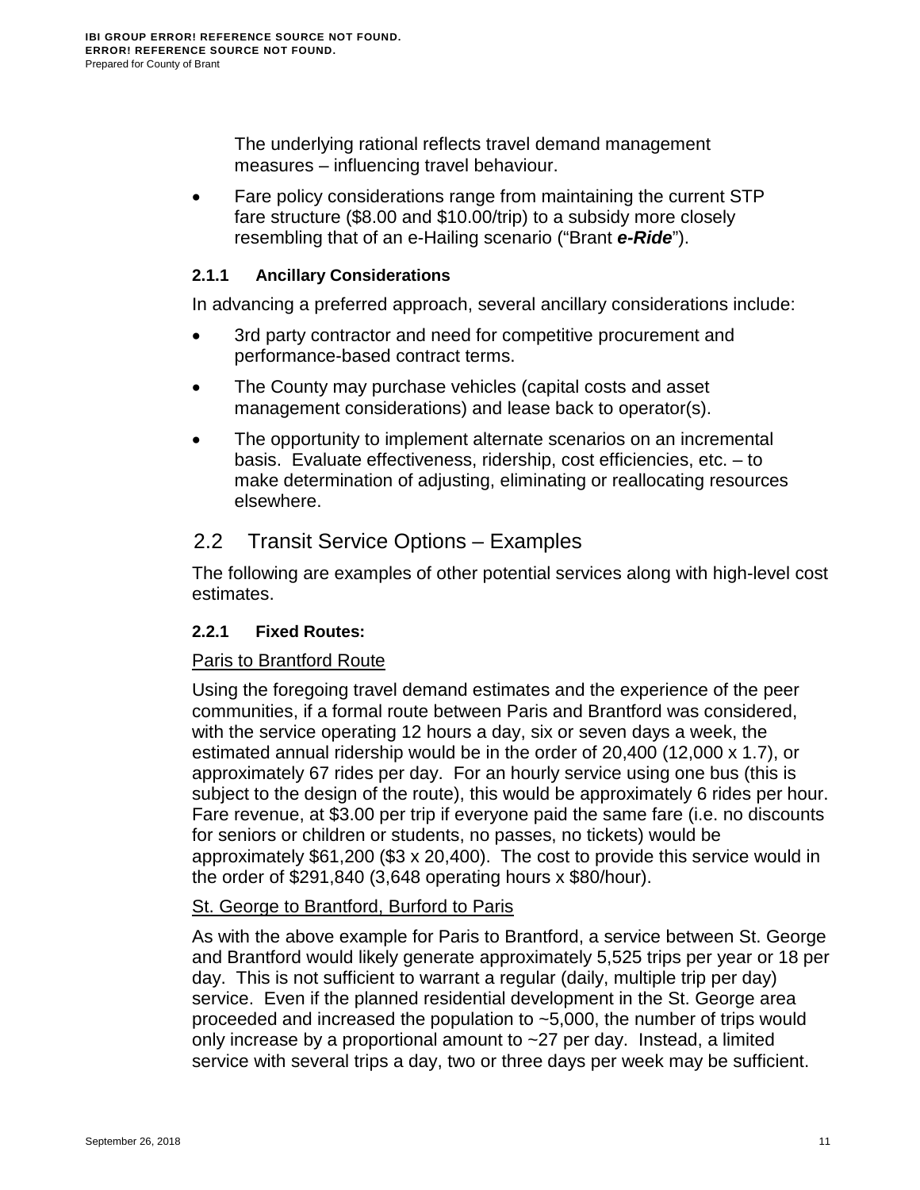The underlying rational reflects travel demand management measures – influencing travel behaviour.

- Fare policy considerations range from maintaining the current STP fare structure ($8.00 and $10.00/trip) to a subsidy more closely resembling that of an e-Hailing scenario ("Brant ***e-Ride***").

### 2.1.1 Ancillary Considerations

In advancing a preferred approach, several ancillary considerations include:

- 3rd party contractor and need for competitive procurement and performance-based contract terms.
- The County may purchase vehicles (capital costs and asset management considerations) and lease back to operator(s).
- The opportunity to implement alternate scenarios on an incremental basis. Evaluate effectiveness, ridership, cost efficiencies, etc. – to make determination of adjusting, eliminating or reallocating resources elsewhere.

## 2.2 Transit Service Options – Examples

The following are examples of other potential services along with high-level cost estimates.

### 2.2.1 Fixed Routes:

<u>Paris to Brantford Route</u>

Using the foregoing travel demand estimates and the experience of the peer communities, if a formal route between Paris and Brantford was considered, with the service operating 12 hours a day, six or seven days a week, the estimated annual ridership would be in the order of 20,400 (12,000 x 1.7), or approximately 67 rides per day. For an hourly service using one bus (this is subject to the design of the route), this would be approximately 6 rides per hour. Fare revenue, at $3.00 per trip if everyone paid the same fare (i.e. no discounts for seniors or children or students, no passes, no tickets) would be approximately $61,200 ($3 x 20,400). The cost to provide this service would in the order of $291,840 (3,648 operating hours x $80/hour).

<u>St. George to Brantford, Burford to Paris</u>

As with the above example for Paris to Brantford, a service between St. George and Brantford would likely generate approximately 5,525 trips per year or 18 per day. This is not sufficient to warrant a regular (daily, multiple trip per day) service. Even if the planned residential development in the St. George area proceeded and increased the population to ~5,000, the number of trips would only increase by a proportional amount to ~27 per day. Instead, a limited service with several trips a day, two or three days per week may be sufficient.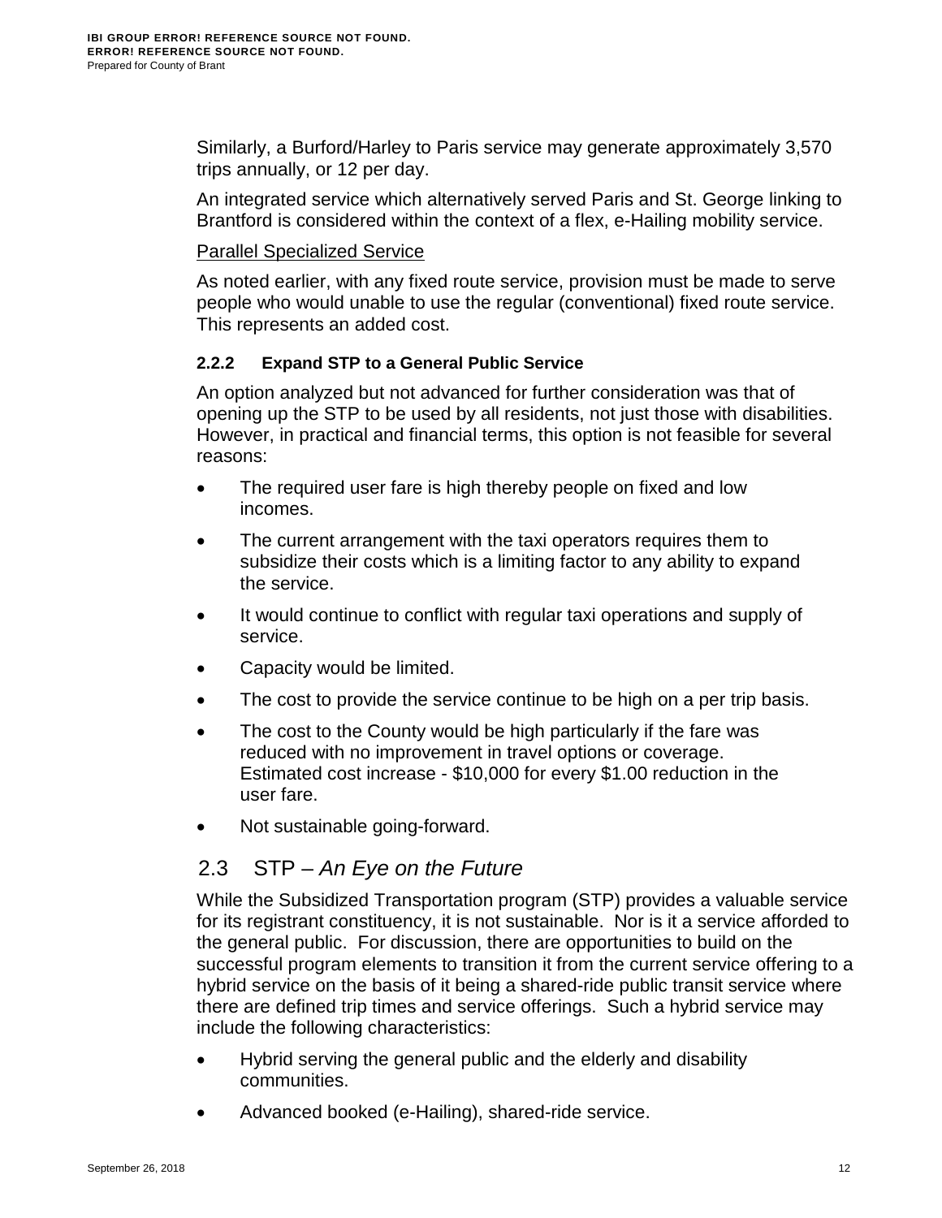Similarly, a Burford/Harley to Paris service may generate approximately 3,570 trips annually, or 12 per day.

An integrated service which alternatively served Paris and St. George linking to Brantford is considered within the context of a flex, e-Hailing mobility service.

Parallel Specialized Service

As noted earlier, with any fixed route service, provision must be made to serve people who would unable to use the regular (conventional) fixed route service. This represents an added cost.

#### 2.2.2 Expand STP to a General Public Service

An option analyzed but not advanced for further consideration was that of opening up the STP to be used by all residents, not just those with disabilities. However, in practical and financial terms, this option is not feasible for several reasons:

- The required user fare is high thereby people on fixed and low incomes.
- The current arrangement with the taxi operators requires them to subsidize their costs which is a limiting factor to any ability to expand the service.
- It would continue to conflict with regular taxi operations and supply of service.
- Capacity would be limited.
- The cost to provide the service continue to be high on a per trip basis.
- The cost to the County would be high particularly if the fare was reduced with no improvement in travel options or coverage. Estimated cost increase - $10,000 for every $1.00 reduction in the user fare.
- Not sustainable going-forward.

## 2.3 STP – *An Eye on the Future*

While the Subsidized Transportation program (STP) provides a valuable service for its registrant constituency, it is not sustainable. Nor is it a service afforded to the general public. For discussion, there are opportunities to build on the successful program elements to transition it from the current service offering to a hybrid service on the basis of it being a shared-ride public transit service where there are defined trip times and service offerings. Such a hybrid service may include the following characteristics:

- Hybrid serving the general public and the elderly and disability communities.
- Advanced booked (e-Hailing), shared-ride service.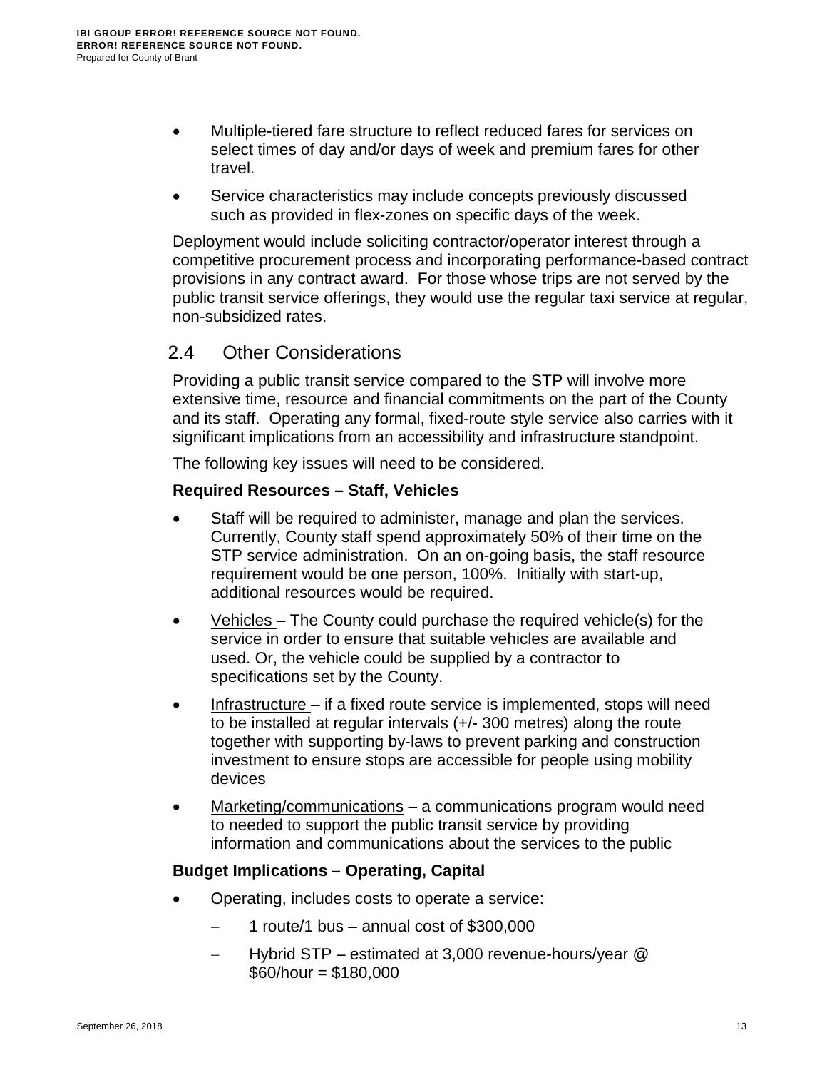- Multiple-tiered fare structure to reflect reduced fares for services on select times of day and/or days of week and premium fares for other travel.
- Service characteristics may include concepts previously discussed such as provided in flex-zones on specific days of the week.

Deployment would include soliciting contractor/operator interest through a competitive procurement process and incorporating performance-based contract provisions in any contract award. For those whose trips are not served by the public transit service offerings, they would use the regular taxi service at regular, non-subsidized rates.

## 2.4 Other Considerations

Providing a public transit service compared to the STP will involve more extensive time, resource and financial commitments on the part of the County and its staff. Operating any formal, fixed-route style service also carries with it significant implications from an accessibility and infrastructure standpoint.

The following key issues will need to be considered.

**Required Resources – Staff, Vehicles**

- Staff will be required to administer, manage and plan the services. Currently, County staff spend approximately 50% of their time on the STP service administration. On an on-going basis, the staff resource requirement would be one person, 100%. Initially with start-up, additional resources would be required.
- Vehicles – The County could purchase the required vehicle(s) for the service in order to ensure that suitable vehicles are available and used. Or, the vehicle could be supplied by a contractor to specifications set by the County.
- Infrastructure – if a fixed route service is implemented, stops will need to be installed at regular intervals (+/- 300 metres) along the route together with supporting by-laws to prevent parking and construction investment to ensure stops are accessible for people using mobility devices
- Marketing/communications – a communications program would need to needed to support the public transit service by providing information and communications about the services to the public

**Budget Implications – Operating, Capital**

- Operating, includes costs to operate a service:
  - 1 route/1 bus – annual cost of $300,000
  - Hybrid STP – estimated at 3,000 revenue-hours/year @ $60/hour = $180,000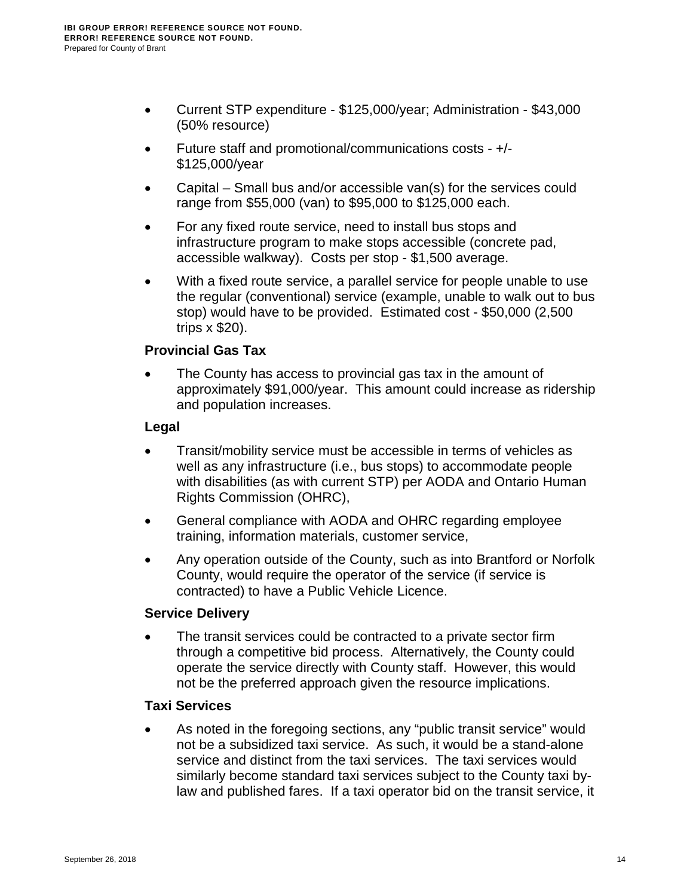- Current STP expenditure - $125,000/year; Administration - $43,000 (50% resource)
- Future staff and promotional/communications costs - +/- $125,000/year
- Capital – Small bus and/or accessible van(s) for the services could range from $55,000 (van) to $95,000 to $125,000 each.
- For any fixed route service, need to install bus stops and infrastructure program to make stops accessible (concrete pad, accessible walkway). Costs per stop - $1,500 average.
- With a fixed route service, a parallel service for people unable to use the regular (conventional) service (example, unable to walk out to bus stop) would have to be provided. Estimated cost - $50,000 (2,500 trips x $20).

**Provincial Gas Tax**

- The County has access to provincial gas tax in the amount of approximately $91,000/year. This amount could increase as ridership and population increases.

**Legal**

- Transit/mobility service must be accessible in terms of vehicles as well as any infrastructure (i.e., bus stops) to accommodate people with disabilities (as with current STP) per AODA and Ontario Human Rights Commission (OHRC),
- General compliance with AODA and OHRC regarding employee training, information materials, customer service,
- Any operation outside of the County, such as into Brantford or Norfolk County, would require the operator of the service (if service is contracted) to have a Public Vehicle Licence.

**Service Delivery**

- The transit services could be contracted to a private sector firm through a competitive bid process. Alternatively, the County could operate the service directly with County staff. However, this would not be the preferred approach given the resource implications.

**Taxi Services**

- As noted in the foregoing sections, any "public transit service" would not be a subsidized taxi service. As such, it would be a stand-alone service and distinct from the taxi services. The taxi services would similarly become standard taxi services subject to the County taxi by-law and published fares. If a taxi operator bid on the transit service, it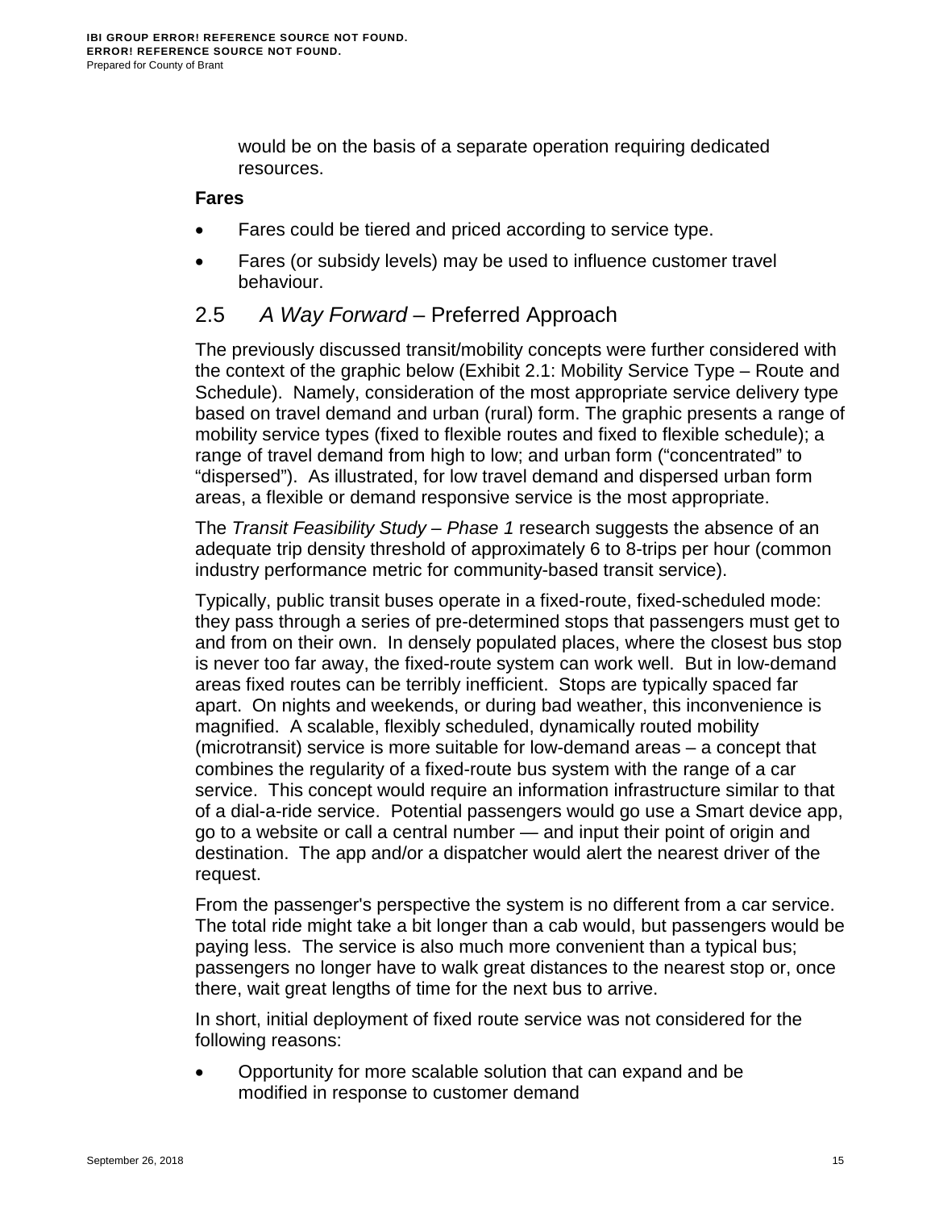would be on the basis of a separate operation requiring dedicated resources.

**Fares**

- Fares could be tiered and priced according to service type.
- Fares (or subsidy levels) may be used to influence customer travel behaviour.

## 2.5 *A Way Forward* – Preferred Approach

The previously discussed transit/mobility concepts were further considered with the context of the graphic below (Exhibit 2.1: Mobility Service Type – Route and Schedule). Namely, consideration of the most appropriate service delivery type based on travel demand and urban (rural) form. The graphic presents a range of mobility service types (fixed to flexible routes and fixed to flexible schedule); a range of travel demand from high to low; and urban form ("concentrated" to "dispersed"). As illustrated, for low travel demand and dispersed urban form areas, a flexible or demand responsive service is the most appropriate.

The *Transit Feasibility Study – Phase 1* research suggests the absence of an adequate trip density threshold of approximately 6 to 8-trips per hour (common industry performance metric for community-based transit service).

Typically, public transit buses operate in a fixed-route, fixed-scheduled mode: they pass through a series of pre-determined stops that passengers must get to and from on their own. In densely populated places, where the closest bus stop is never too far away, the fixed-route system can work well. But in low-demand areas fixed routes can be terribly inefficient. Stops are typically spaced far apart. On nights and weekends, or during bad weather, this inconvenience is magnified. A scalable, flexibly scheduled, dynamically routed mobility (microtransit) service is more suitable for low-demand areas – a concept that combines the regularity of a fixed-route bus system with the range of a car service. This concept would require an information infrastructure similar to that of a dial-a-ride service. Potential passengers would go use a Smart device app, go to a website or call a central number — and input their point of origin and destination. The app and/or a dispatcher would alert the nearest driver of the request.

From the passenger's perspective the system is no different from a car service. The total ride might take a bit longer than a cab would, but passengers would be paying less. The service is also much more convenient than a typical bus; passengers no longer have to walk great distances to the nearest stop or, once there, wait great lengths of time for the next bus to arrive.

In short, initial deployment of fixed route service was not considered for the following reasons:

- Opportunity for more scalable solution that can expand and be modified in response to customer demand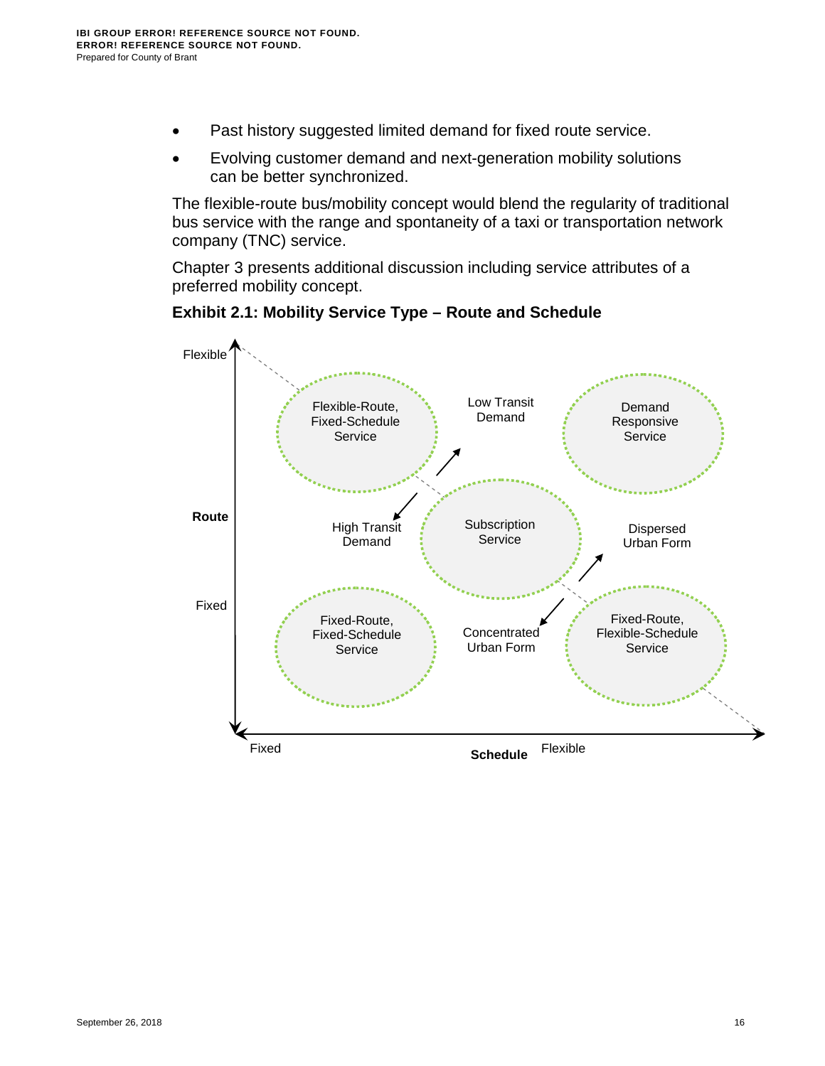- Past history suggested limited demand for fixed route service.
- Evolving customer demand and next-generation mobility solutions can be better synchronized.

The flexible-route bus/mobility concept would blend the regularity of traditional bus service with the range and spontaneity of a taxi or transportation network company (TNC) service.

Chapter 3 presents additional discussion including service attributes of a preferred mobility concept.

**Exhibit 2.1: Mobility Service Type – Route and Schedule**

Flexible

Flexible-Route, Fixed-Schedule Service

Low Transit Demand

Demand Responsive Service

Route

High Transit Demand

Subscription Service

Dispersed Urban Form

Fixed

Fixed-Route, Fixed-Schedule Service

Concentrated Urban Form

Fixed-Route, Flexible-Schedule Service

Fixed

Schedule

Flexible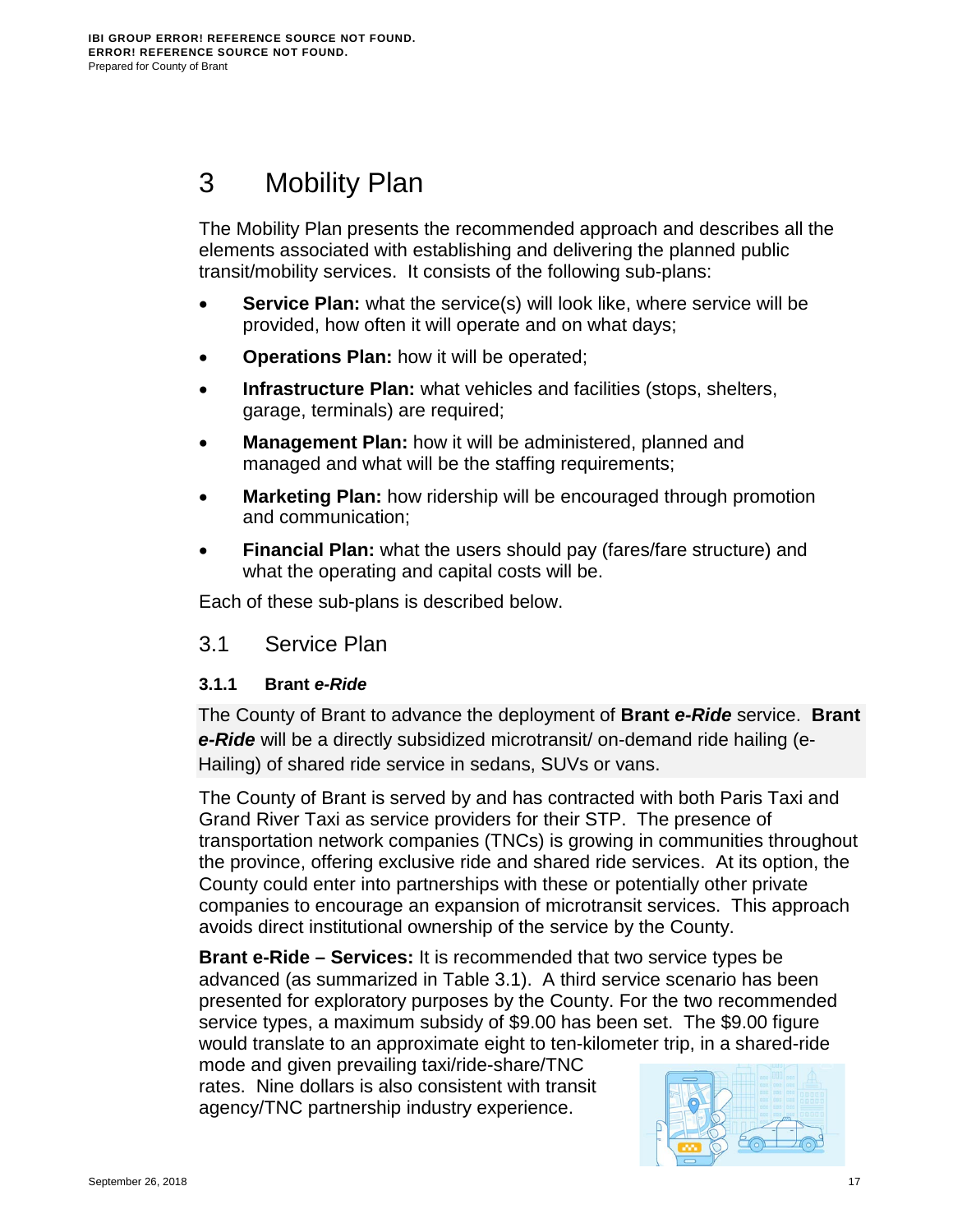# 3 Mobility Plan

The Mobility Plan presents the recommended approach and describes all the elements associated with establishing and delivering the planned public transit/mobility services. It consists of the following sub-plans:

- **Service Plan:** what the service(s) will look like, where service will be provided, how often it will operate and on what days;
- **Operations Plan:** how it will be operated;
- **Infrastructure Plan:** what vehicles and facilities (stops, shelters, garage, terminals) are required;
- **Management Plan:** how it will be administered, planned and managed and what will be the staffing requirements;
- **Marketing Plan:** how ridership will be encouraged through promotion and communication;
- **Financial Plan:** what the users should pay (fares/fare structure) and what the operating and capital costs will be.

Each of these sub-plans is described below.

## 3.1 Service Plan

### 3.1.1 Brant *e-Ride*

The County of Brant to advance the deployment of **Brant *e-Ride*** service. **Brant *e-Ride*** will be a directly subsidized microtransit/ on-demand ride hailing (e-Hailing) of shared ride service in sedans, SUVs or vans.

The County of Brant is served by and has contracted with both Paris Taxi and Grand River Taxi as service providers for their STP. The presence of transportation network companies (TNCs) is growing in communities throughout the province, offering exclusive ride and shared ride services. At its option, the County could enter into partnerships with these or potentially other private companies to encourage an expansion of microtransit services. This approach avoids direct institutional ownership of the service by the County.

**Brant e-Ride – Services:** It is recommended that two service types be advanced (as summarized in Table 3.1). A third service scenario has been presented for exploratory purposes by the County. For the two recommended service types, a maximum subsidy of $9.00 has been set. The $9.00 figure would translate to an approximate eight to ten-kilometer trip, in a shared-ride mode and given prevailing taxi/ride-share/TNC rates. Nine dollars is also consistent with transit agency/TNC partnership industry experience.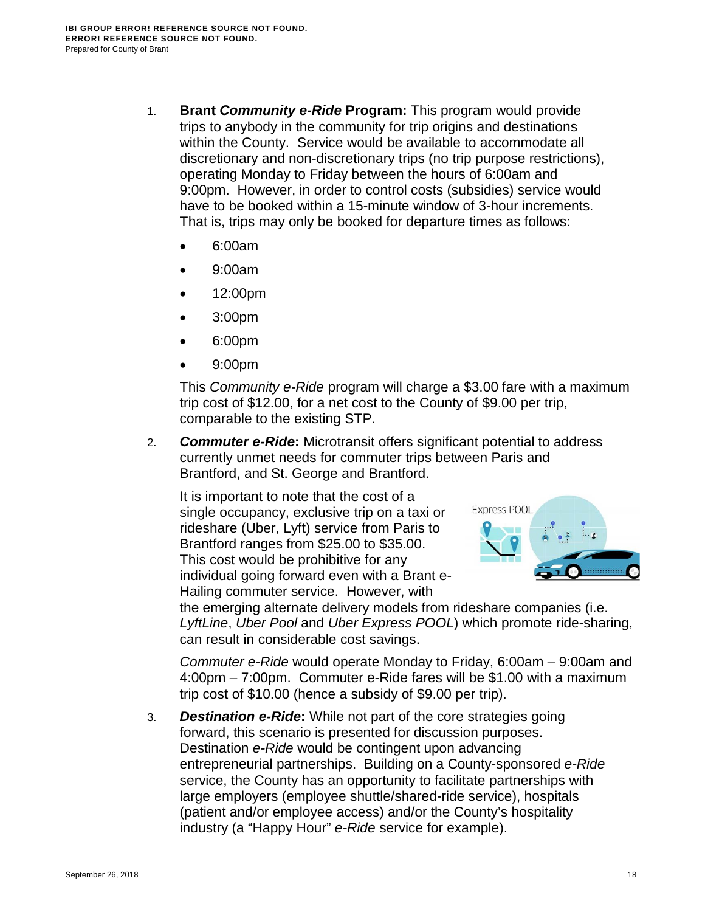1. **Brant *Community e-Ride* Program:** This program would provide trips to anybody in the community for trip origins and destinations within the County. Service would be available to accommodate all discretionary and non-discretionary trips (no trip purpose restrictions), operating Monday to Friday between the hours of 6:00am and 9:00pm. However, in order to control costs (subsidies) service would have to be booked within a 15-minute window of 3-hour increments. That is, trips may only be booked for departure times as follows:

   - 6:00am
   - 9:00am
   - 12:00pm
   - 3:00pm
   - 6:00pm
   - 9:00pm

   This *Community e-Ride* program will charge a $3.00 fare with a maximum trip cost of $12.00, for a net cost to the County of $9.00 per trip, comparable to the existing STP.

2. ***Commuter e-Ride*:** Microtransit offers significant potential to address currently unmet needs for commuter trips between Paris and Brantford, and St. George and Brantford.

   It is important to note that the cost of a single occupancy, exclusive trip on a taxi or rideshare (Uber, Lyft) service from Paris to Brantford ranges from $25.00 to $35.00. This cost would be prohibitive for any individual going forward even with a Brant e-Hailing commuter service. However, with the emerging alternate delivery models from rideshare companies (i.e. *LyftLine*, *Uber Pool* and *Uber Express POOL*) which promote ride-sharing, can result in considerable cost savings.

   *Commuter e-Ride* would operate Monday to Friday, 6:00am – 9:00am and 4:00pm – 7:00pm. Commuter e-Ride fares will be $1.00 with a maximum trip cost of $10.00 (hence a subsidy of $9.00 per trip).

3. ***Destination e-Ride*:** While not part of the core strategies going forward, this scenario is presented for discussion purposes. Destination *e-Ride* would be contingent upon advancing entrepreneurial partnerships. Building on a County-sponsored *e-Ride* service, the County has an opportunity to facilitate partnerships with large employers (employee shuttle/shared-ride service), hospitals (patient and/or employee access) and/or the County's hospitality industry (a "Happy Hour" *e-Ride* service for example).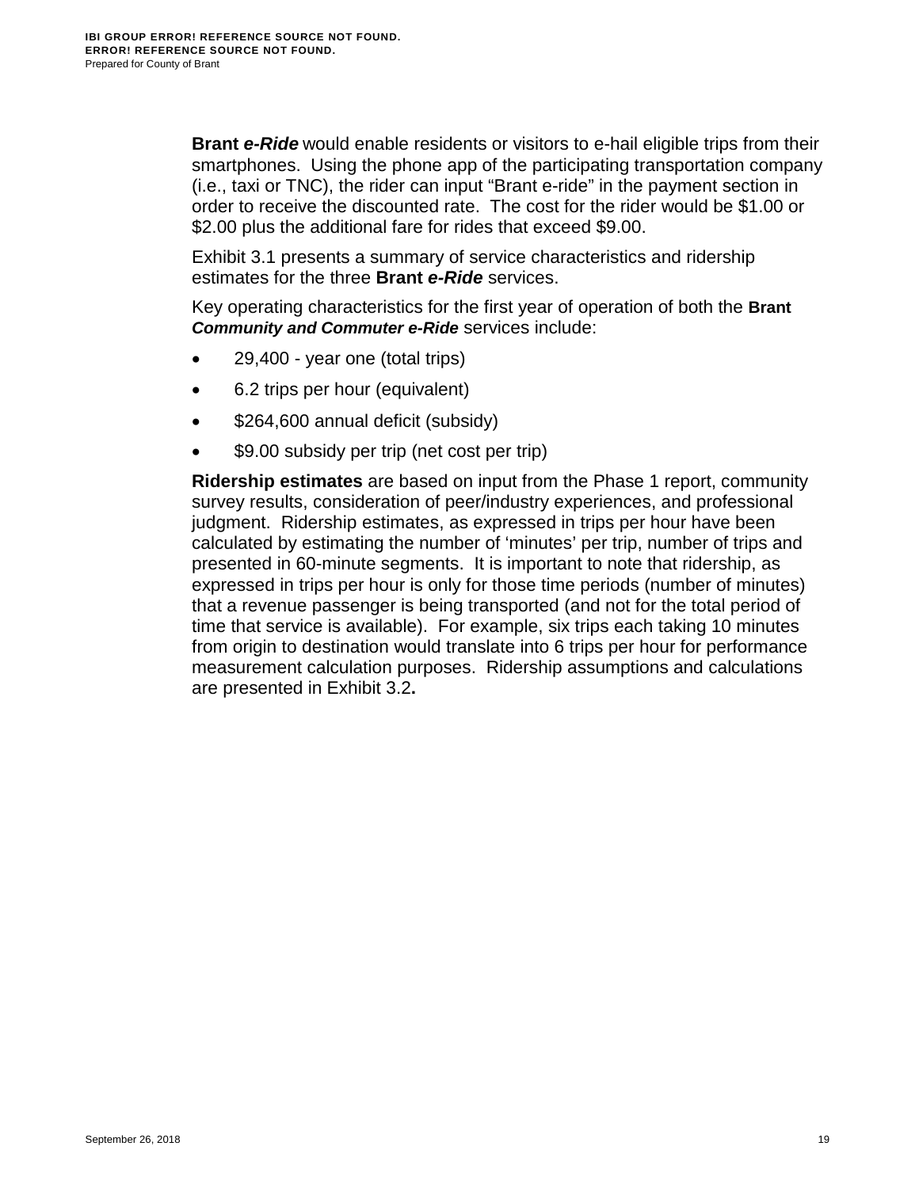**Brant *e-Ride*** would enable residents or visitors to e-hail eligible trips from their smartphones. Using the phone app of the participating transportation company (i.e., taxi or TNC), the rider can input "Brant e-ride" in the payment section in order to receive the discounted rate. The cost for the rider would be $1.00 or $2.00 plus the additional fare for rides that exceed $9.00.

Exhibit 3.1 presents a summary of service characteristics and ridership estimates for the three **Brant *e-Ride*** services.

Key operating characteristics for the first year of operation of both the **Brant *Community and Commuter e-Ride*** services include:

- 29,400 - year one (total trips)
- 6.2 trips per hour (equivalent)
- $264,600 annual deficit (subsidy)
- $9.00 subsidy per trip (net cost per trip)

**Ridership estimates** are based on input from the Phase 1 report, community survey results, consideration of peer/industry experiences, and professional judgment. Ridership estimates, as expressed in trips per hour have been calculated by estimating the number of 'minutes' per trip, number of trips and presented in 60-minute segments. It is important to note that ridership, as expressed in trips per hour is only for those time periods (number of minutes) that a revenue passenger is being transported (and not for the total period of time that service is available). For example, six trips each taking 10 minutes from origin to destination would translate into 6 trips per hour for performance measurement calculation purposes. Ridership assumptions and calculations are presented in Exhibit 3.2**.**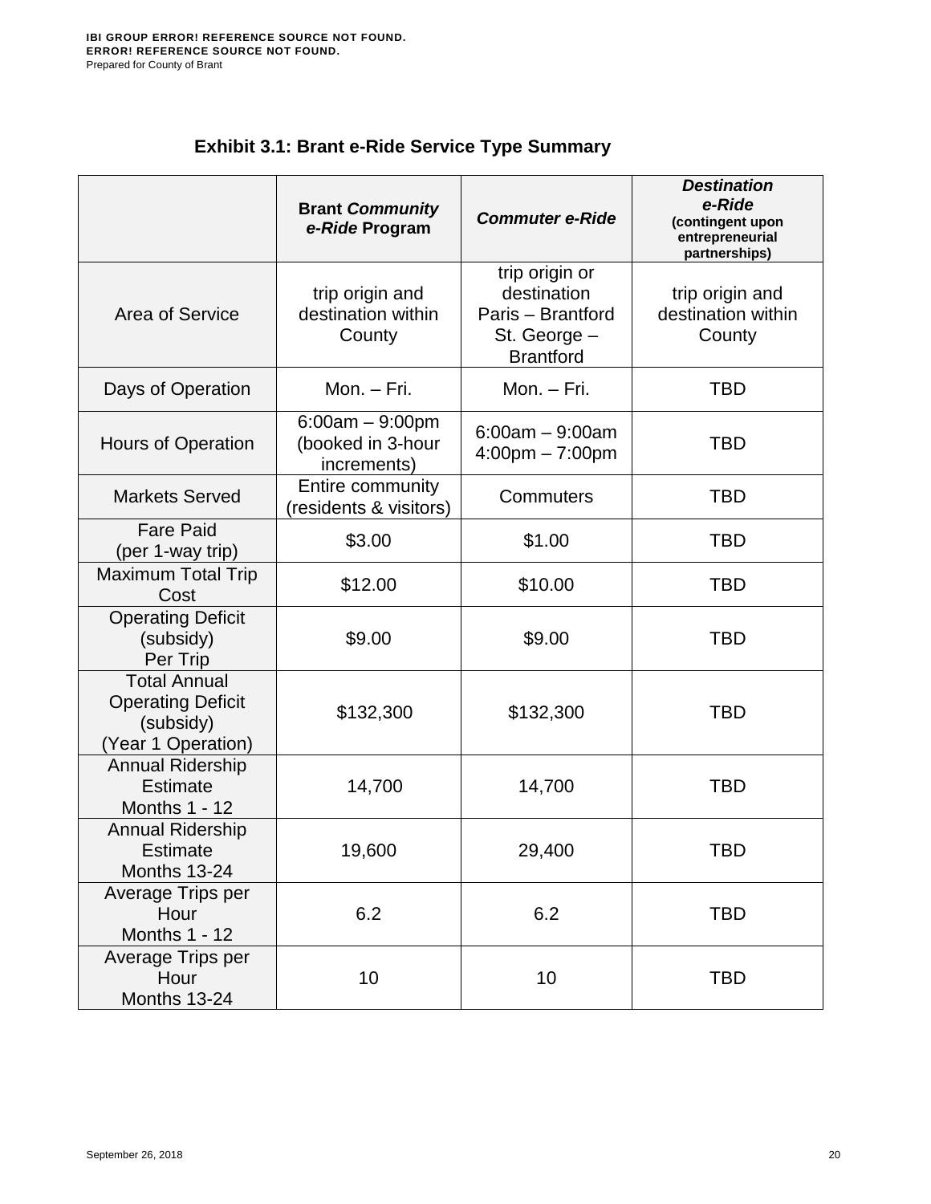### Exhibit 3.1: Brant e-Ride Service Type Summary

| | **Brant *Community e-Ride* Program** | ***Commuter e-Ride*** | ***Destination e-Ride*** **(contingent upon entrepreneurial partnerships)** |
|---|---|---|---|
| Area of Service | trip origin and destination within County | trip origin or destination Paris – Brantford St. George – Brantford | trip origin and destination within County |
| Days of Operation | Mon. – Fri. | Mon. – Fri. | TBD |
| Hours of Operation | 6:00am – 9:00pm (booked in 3-hour increments) | 6:00am – 9:00am 4:00pm – 7:00pm | TBD |
| Markets Served | Entire community (residents & visitors) | Commuters | TBD |
| Fare Paid (per 1-way trip) | $3.00 | $1.00 | TBD |
| Maximum Total Trip Cost | $12.00 | $10.00 | TBD |
| Operating Deficit (subsidy) Per Trip | $9.00 | $9.00 | TBD |
| Total Annual Operating Deficit (subsidy) (Year 1 Operation) | $132,300 | $132,300 | TBD |
| Annual Ridership Estimate Months 1 - 12 | 14,700 | 14,700 | TBD |
| Annual Ridership Estimate Months 13-24 | 19,600 | 29,400 | TBD |
| Average Trips per Hour Months 1 - 12 | 6.2 | 6.2 | TBD |
| Average Trips per Hour Months 13-24 | 10 | 10 | TBD |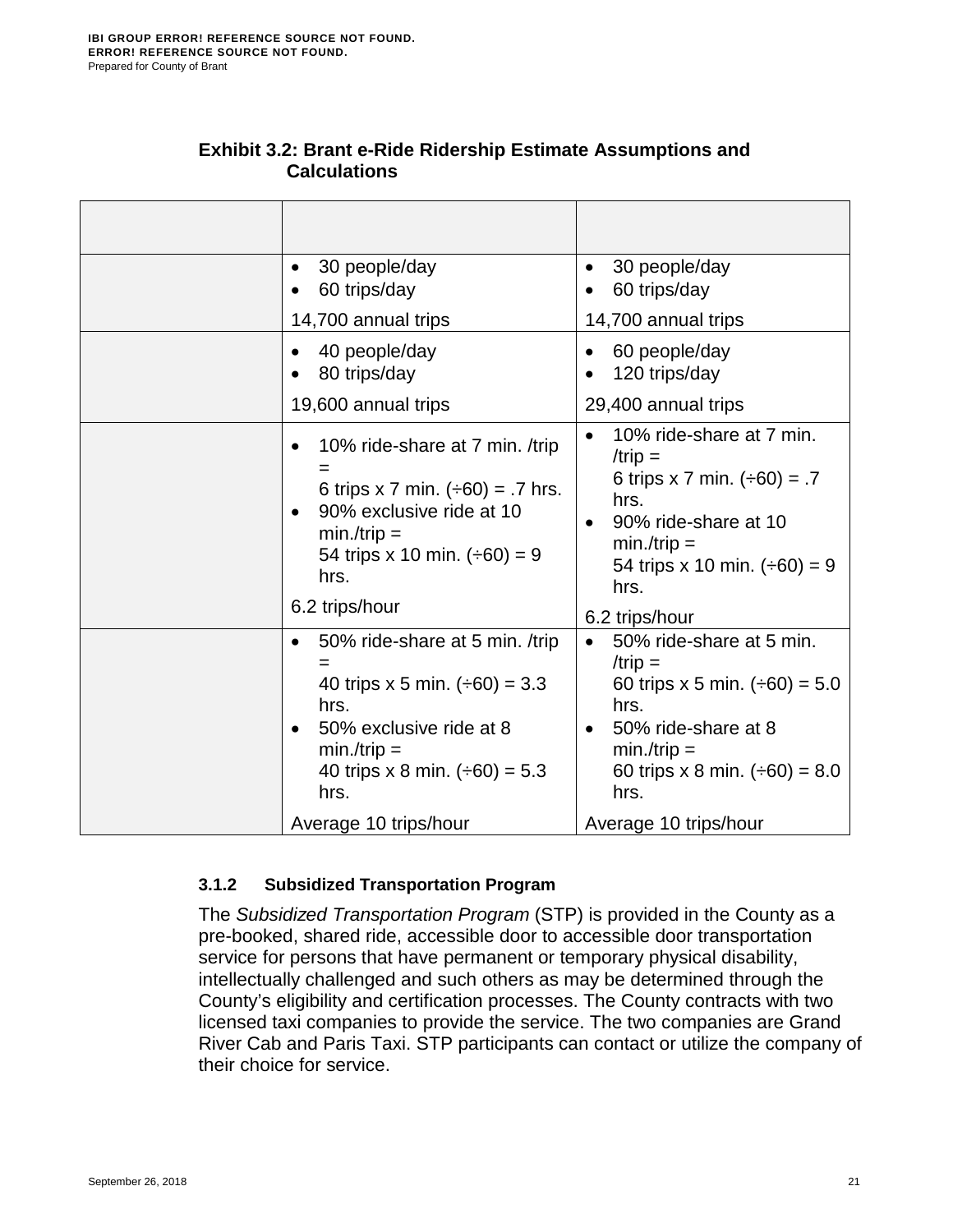**Exhibit 3.2: Brant e-Ride Ridership Estimate Assumptions and Calculations**

| | | |
|---|---|---|
| | • 30 people/day<br>• 60 trips/day<br>14,700 annual trips | • 30 people/day<br>• 60 trips/day<br>14,700 annual trips |
| | • 40 people/day<br>• 80 trips/day<br>19,600 annual trips | • 60 people/day<br>• 120 trips/day<br>29,400 annual trips |
| | • 10% ride-share at 7 min. /trip = 6 trips x 7 min. (÷60) = .7 hrs.<br>• 90% exclusive ride at 10 min./trip = 54 trips x 10 min. (÷60) = 9 hrs.<br>6.2 trips/hour | • 10% ride-share at 7 min. /trip = 6 trips x 7 min. (÷60) = .7 hrs.<br>• 90% ride-share at 10 min./trip = 54 trips x 10 min. (÷60) = 9 hrs.<br>6.2 trips/hour |
| | • 50% ride-share at 5 min. /trip = 40 trips x 5 min. (÷60) = 3.3 hrs.<br>• 50% exclusive ride at 8 min./trip = 40 trips x 8 min. (÷60) = 5.3 hrs.<br>Average 10 trips/hour | • 50% ride-share at 5 min. /trip = 60 trips x 5 min. (÷60) = 5.0 hrs.<br>• 50% ride-share at 8 min./trip = 60 trips x 8 min. (÷60) = 8.0 hrs.<br>Average 10 trips/hour |

### 3.1.2 Subsidized Transportation Program

The *Subsidized Transportation Program* (STP) is provided in the County as a pre-booked, shared ride, accessible door to accessible door transportation service for persons that have permanent or temporary physical disability, intellectually challenged and such others as may be determined through the County's eligibility and certification processes. The County contracts with two licensed taxi companies to provide the service. The two companies are Grand River Cab and Paris Taxi. STP participants can contact or utilize the company of their choice for service.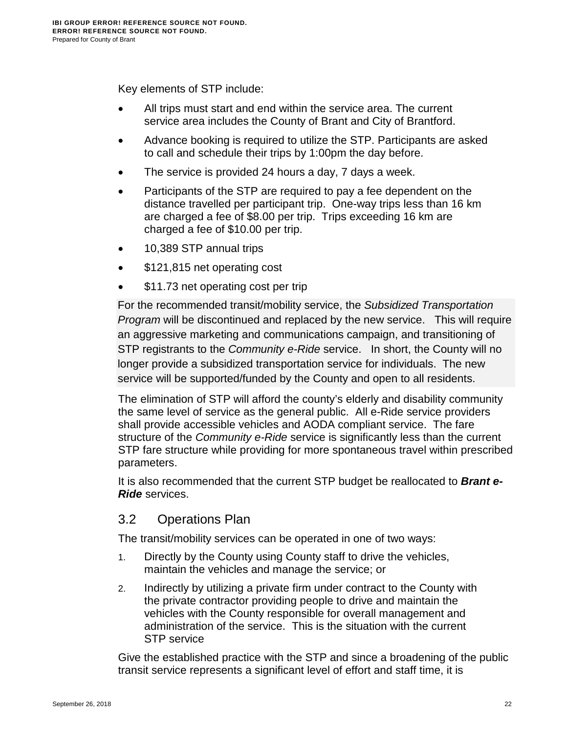Key elements of STP include:

- All trips must start and end within the service area. The current service area includes the County of Brant and City of Brantford.
- Advance booking is required to utilize the STP. Participants are asked to call and schedule their trips by 1:00pm the day before.
- The service is provided 24 hours a day, 7 days a week.
- Participants of the STP are required to pay a fee dependent on the distance travelled per participant trip. One-way trips less than 16 km are charged a fee of $8.00 per trip. Trips exceeding 16 km are charged a fee of $10.00 per trip.
- 10,389 STP annual trips
- $121,815 net operating cost
- $11.73 net operating cost per trip

For the recommended transit/mobility service, the *Subsidized Transportation Program* will be discontinued and replaced by the new service. This will require an aggressive marketing and communications campaign, and transitioning of STP registrants to the *Community e-Ride* service. In short, the County will no longer provide a subsidized transportation service for individuals. The new service will be supported/funded by the County and open to all residents.

The elimination of STP will afford the county's elderly and disability community the same level of service as the general public. All e-Ride service providers shall provide accessible vehicles and AODA compliant service. The fare structure of the *Community e-Ride* service is significantly less than the current STP fare structure while providing for more spontaneous travel within prescribed parameters.

It is also recommended that the current STP budget be reallocated to ***Brant e-Ride*** services.

## 3.2 Operations Plan

The transit/mobility services can be operated in one of two ways:

1. Directly by the County using County staff to drive the vehicles, maintain the vehicles and manage the service; or
2. Indirectly by utilizing a private firm under contract to the County with the private contractor providing people to drive and maintain the vehicles with the County responsible for overall management and administration of the service. This is the situation with the current STP service

Give the established practice with the STP and since a broadening of the public transit service represents a significant level of effort and staff time, it is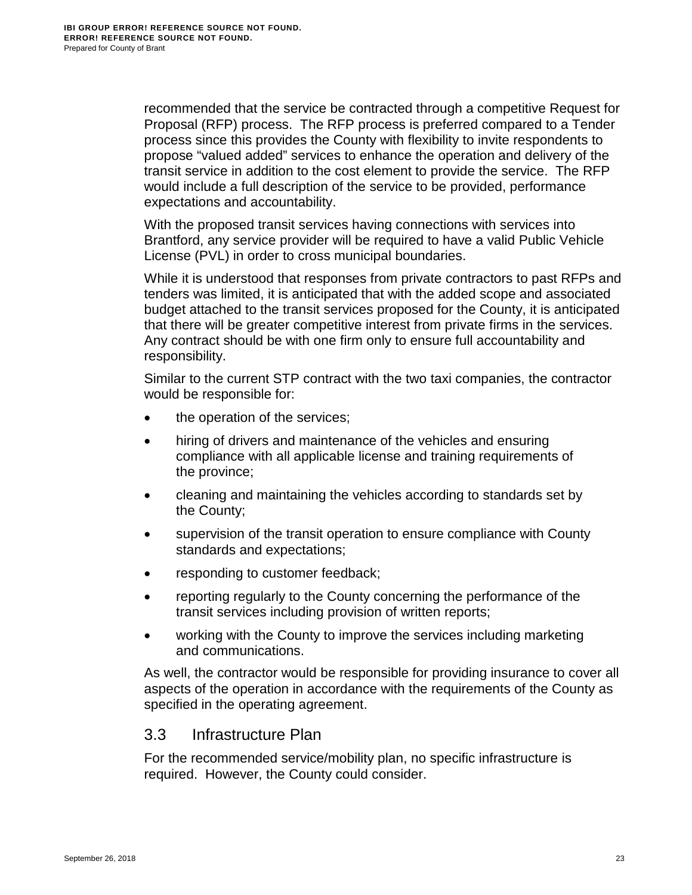recommended that the service be contracted through a competitive Request for Proposal (RFP) process. The RFP process is preferred compared to a Tender process since this provides the County with flexibility to invite respondents to propose "valued added" services to enhance the operation and delivery of the transit service in addition to the cost element to provide the service. The RFP would include a full description of the service to be provided, performance expectations and accountability.

With the proposed transit services having connections with services into Brantford, any service provider will be required to have a valid Public Vehicle License (PVL) in order to cross municipal boundaries.

While it is understood that responses from private contractors to past RFPs and tenders was limited, it is anticipated that with the added scope and associated budget attached to the transit services proposed for the County, it is anticipated that there will be greater competitive interest from private firms in the services. Any contract should be with one firm only to ensure full accountability and responsibility.

Similar to the current STP contract with the two taxi companies, the contractor would be responsible for:

- the operation of the services;
- hiring of drivers and maintenance of the vehicles and ensuring compliance with all applicable license and training requirements of the province;
- cleaning and maintaining the vehicles according to standards set by the County;
- supervision of the transit operation to ensure compliance with County standards and expectations;
- responding to customer feedback;
- reporting regularly to the County concerning the performance of the transit services including provision of written reports;
- working with the County to improve the services including marketing and communications.

As well, the contractor would be responsible for providing insurance to cover all aspects of the operation in accordance with the requirements of the County as specified in the operating agreement.

## 3.3 Infrastructure Plan

For the recommended service/mobility plan, no specific infrastructure is required. However, the County could consider.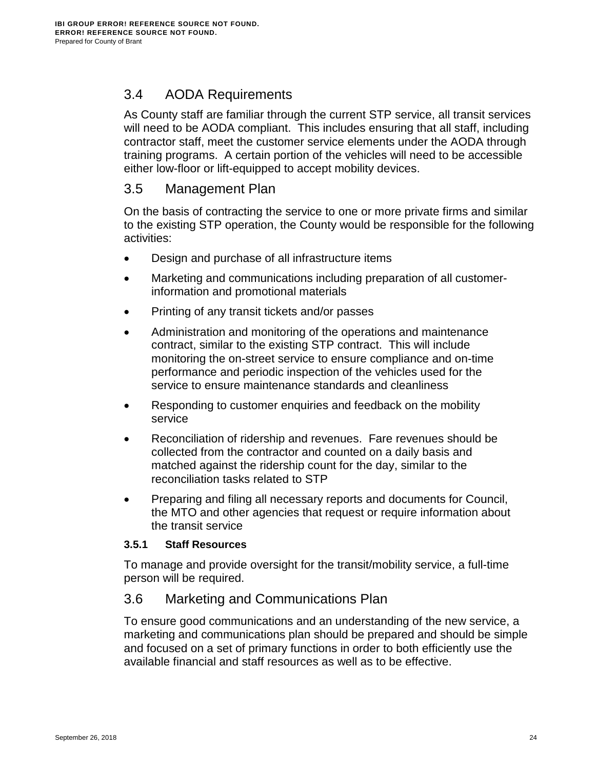## 3.4 AODA Requirements

As County staff are familiar through the current STP service, all transit services will need to be AODA compliant. This includes ensuring that all staff, including contractor staff, meet the customer service elements under the AODA through training programs. A certain portion of the vehicles will need to be accessible either low-floor or lift-equipped to accept mobility devices.

## 3.5 Management Plan

On the basis of contracting the service to one or more private firms and similar to the existing STP operation, the County would be responsible for the following activities:

- Design and purchase of all infrastructure items
- Marketing and communications including preparation of all customer-information and promotional materials
- Printing of any transit tickets and/or passes
- Administration and monitoring of the operations and maintenance contract, similar to the existing STP contract. This will include monitoring the on-street service to ensure compliance and on-time performance and periodic inspection of the vehicles used for the service to ensure maintenance standards and cleanliness
- Responding to customer enquiries and feedback on the mobility service
- Reconciliation of ridership and revenues. Fare revenues should be collected from the contractor and counted on a daily basis and matched against the ridership count for the day, similar to the reconciliation tasks related to STP
- Preparing and filing all necessary reports and documents for Council, the MTO and other agencies that request or require information about the transit service

### 3.5.1 Staff Resources

To manage and provide oversight for the transit/mobility service, a full-time person will be required.

## 3.6 Marketing and Communications Plan

To ensure good communications and an understanding of the new service, a marketing and communications plan should be prepared and should be simple and focused on a set of primary functions in order to both efficiently use the available financial and staff resources as well as to be effective.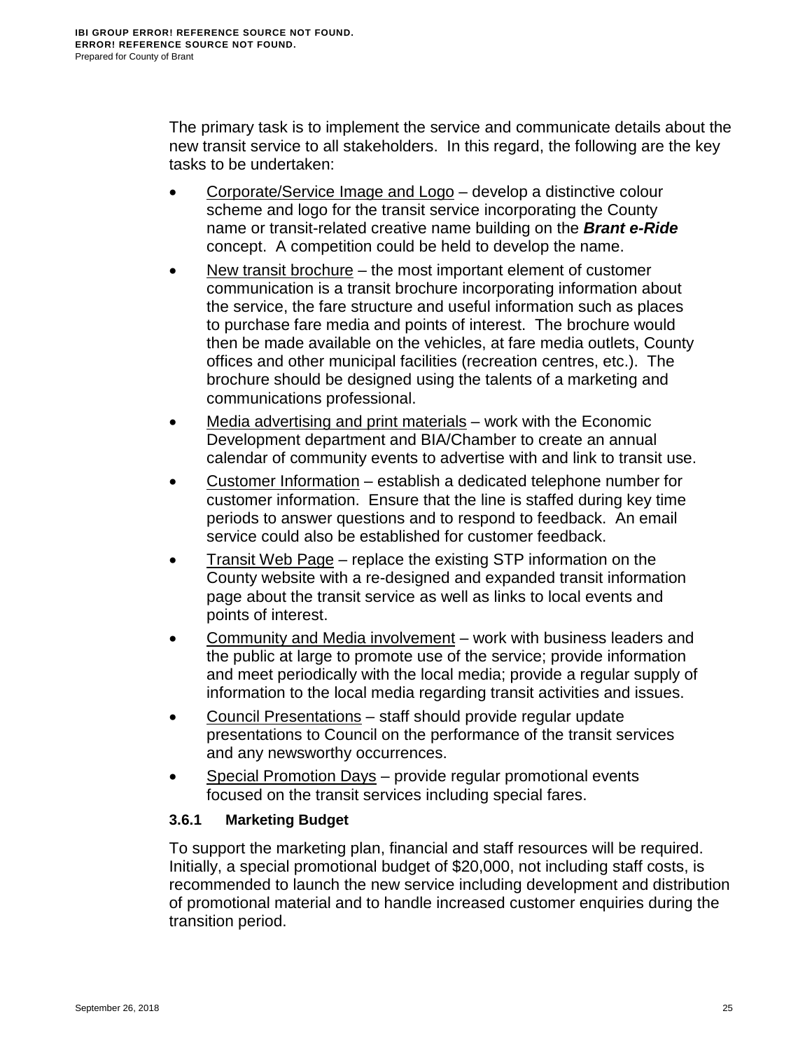The primary task is to implement the service and communicate details about the new transit service to all stakeholders. In this regard, the following are the key tasks to be undertaken:

- Corporate/Service Image and Logo – develop a distinctive colour scheme and logo for the transit service incorporating the County name or transit-related creative name building on the ***Brant e-Ride*** concept. A competition could be held to develop the name.
- New transit brochure – the most important element of customer communication is a transit brochure incorporating information about the service, the fare structure and useful information such as places to purchase fare media and points of interest. The brochure would then be made available on the vehicles, at fare media outlets, County offices and other municipal facilities (recreation centres, etc.). The brochure should be designed using the talents of a marketing and communications professional.
- Media advertising and print materials – work with the Economic Development department and BIA/Chamber to create an annual calendar of community events to advertise with and link to transit use.
- Customer Information – establish a dedicated telephone number for customer information. Ensure that the line is staffed during key time periods to answer questions and to respond to feedback. An email service could also be established for customer feedback.
- Transit Web Page – replace the existing STP information on the County website with a re-designed and expanded transit information page about the transit service as well as links to local events and points of interest.
- Community and Media involvement – work with business leaders and the public at large to promote use of the service; provide information and meet periodically with the local media; provide a regular supply of information to the local media regarding transit activities and issues.
- Council Presentations – staff should provide regular update presentations to Council on the performance of the transit services and any newsworthy occurrences.
- Special Promotion Days – provide regular promotional events focused on the transit services including special fares.

### 3.6.1 Marketing Budget

To support the marketing plan, financial and staff resources will be required. Initially, a special promotional budget of $20,000, not including staff costs, is recommended to launch the new service including development and distribution of promotional material and to handle increased customer enquiries during the transition period.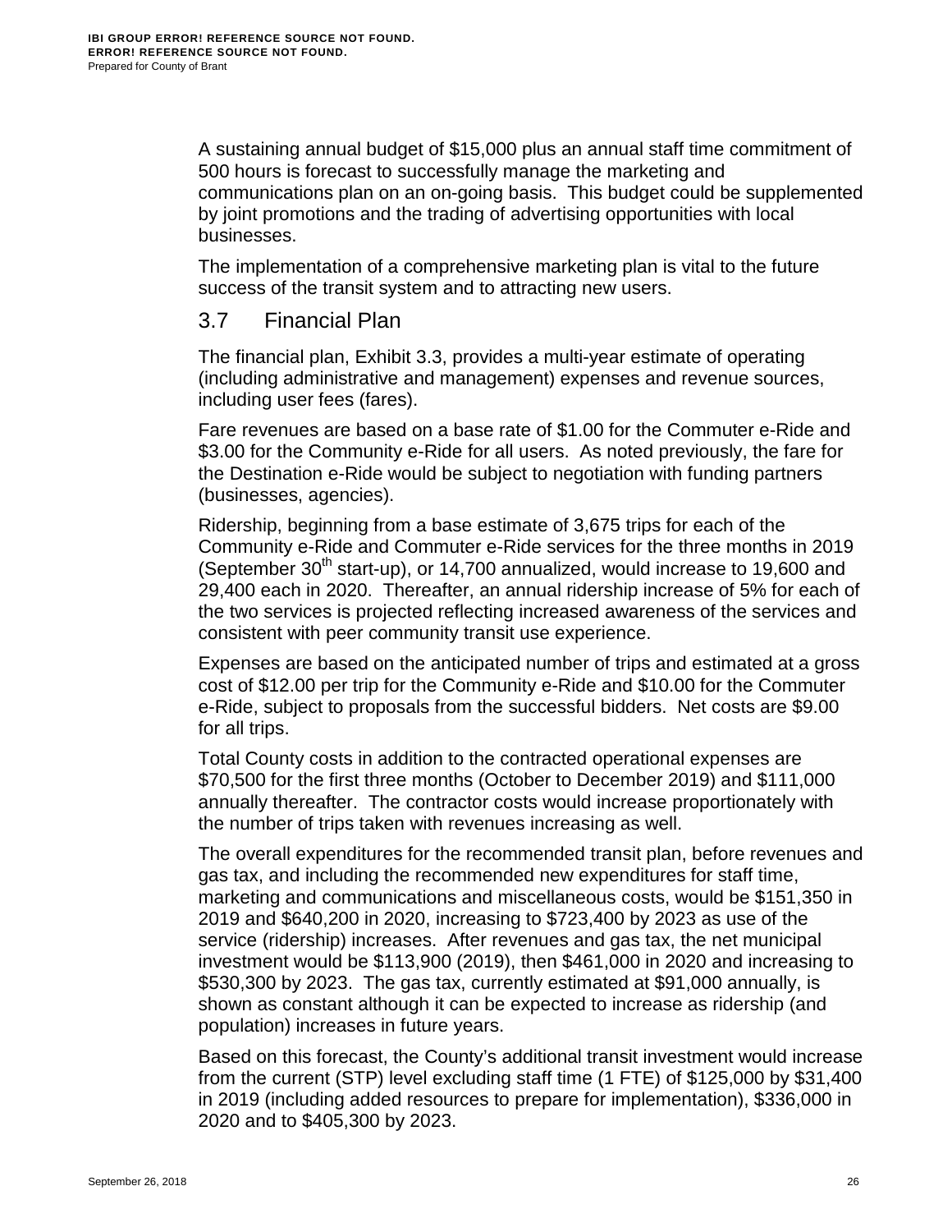A sustaining annual budget of $15,000 plus an annual staff time commitment of 500 hours is forecast to successfully manage the marketing and communications plan on an on-going basis. This budget could be supplemented by joint promotions and the trading of advertising opportunities with local businesses.

The implementation of a comprehensive marketing plan is vital to the future success of the transit system and to attracting new users.

## 3.7 Financial Plan

The financial plan, Exhibit 3.3, provides a multi-year estimate of operating (including administrative and management) expenses and revenue sources, including user fees (fares).

Fare revenues are based on a base rate of $1.00 for the Commuter e-Ride and $3.00 for the Community e-Ride for all users. As noted previously, the fare for the Destination e-Ride would be subject to negotiation with funding partners (businesses, agencies).

Ridership, beginning from a base estimate of 3,675 trips for each of the Community e-Ride and Commuter e-Ride services for the three months in 2019 (September 30th start-up), or 14,700 annualized, would increase to 19,600 and 29,400 each in 2020. Thereafter, an annual ridership increase of 5% for each of the two services is projected reflecting increased awareness of the services and consistent with peer community transit use experience.

Expenses are based on the anticipated number of trips and estimated at a gross cost of $12.00 per trip for the Community e-Ride and $10.00 for the Commuter e-Ride, subject to proposals from the successful bidders. Net costs are $9.00 for all trips.

Total County costs in addition to the contracted operational expenses are $70,500 for the first three months (October to December 2019) and $111,000 annually thereafter. The contractor costs would increase proportionately with the number of trips taken with revenues increasing as well.

The overall expenditures for the recommended transit plan, before revenues and gas tax, and including the recommended new expenditures for staff time, marketing and communications and miscellaneous costs, would be $151,350 in 2019 and $640,200 in 2020, increasing to $723,400 by 2023 as use of the service (ridership) increases. After revenues and gas tax, the net municipal investment would be $113,900 (2019), then $461,000 in 2020 and increasing to $530,300 by 2023. The gas tax, currently estimated at $91,000 annually, is shown as constant although it can be expected to increase as ridership (and population) increases in future years.

Based on this forecast, the County's additional transit investment would increase from the current (STP) level excluding staff time (1 FTE) of $125,000 by $31,400 in 2019 (including added resources to prepare for implementation), $336,000 in 2020 and to $405,300 by 2023.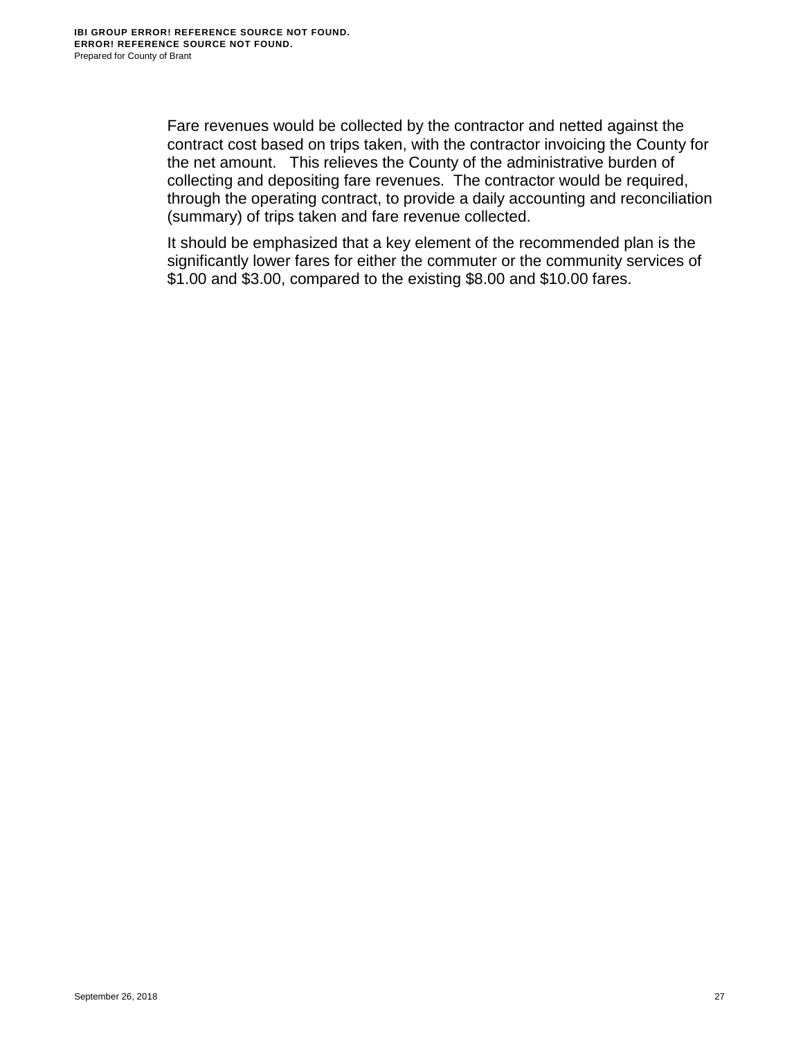Fare revenues would be collected by the contractor and netted against the contract cost based on trips taken, with the contractor invoicing the County for the net amount.   This relieves the County of the administrative burden of collecting and depositing fare revenues.  The contractor would be required, through the operating contract, to provide a daily accounting and reconciliation (summary) of trips taken and fare revenue collected.

It should be emphasized that a key element of the recommended plan is the significantly lower fares for either the commuter or the community services of $1.00 and $3.00, compared to the existing $8.00 and $10.00 fares.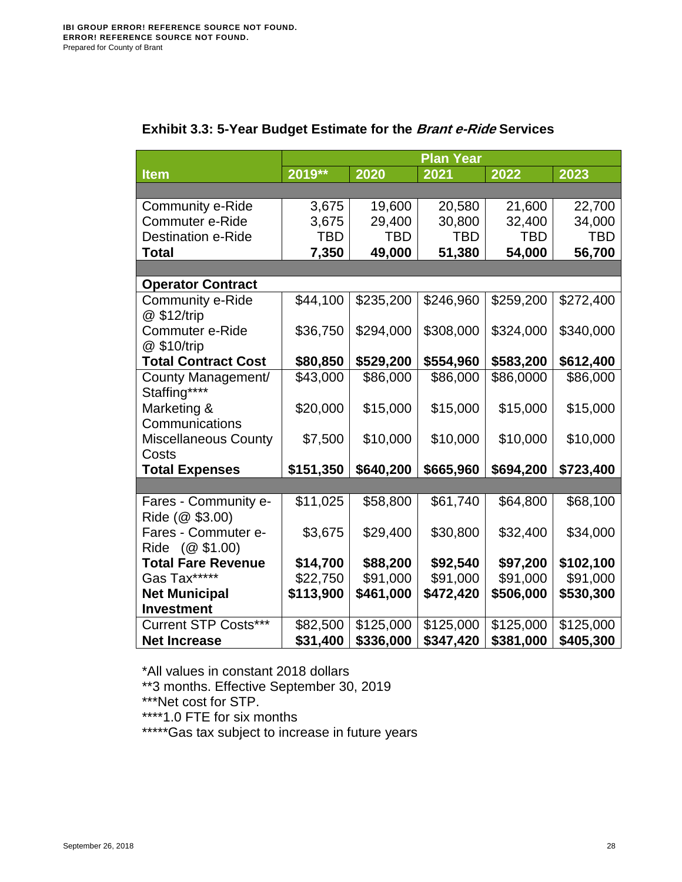**Exhibit 3.3: 5-Year Budget Estimate for the *Brant e-Ride* Services**

| Item | Plan Year | | | | |
|---|---|---|---|---|---|
| | 2019** | 2020 | 2021 | 2022 | 2023 |
| | | | | | |
| Community e-Ride | 3,675 | 19,600 | 20,580 | 21,600 | 22,700 |
| Commuter e-Ride | 3,675 | 29,400 | 30,800 | 32,400 | 34,000 |
| Destination e-Ride | TBD | TBD | TBD | TBD | TBD |
| **Total** | **7,350** | **49,000** | **51,380** | **54,000** | **56,700** |
| | | | | | |
| **Operator Contract** | | | | | |
| Community e-Ride @ $12/trip | $44,100 | $235,200 | $246,960 | $259,200 | $272,400 |
| Commuter e-Ride @ $10/trip | $36,750 | $294,000 | $308,000 | $324,000 | $340,000 |
| **Total Contract Cost** | **$80,850** | **$529,200** | **$554,960** | **$583,200** | **$612,400** |
| County Management/ Staffing**** | $43,000 | $86,000 | $86,000 | $86,0000 | $86,000 |
| Marketing & Communications | $20,000 | $15,000 | $15,000 | $15,000 | $15,000 |
| Miscellaneous County Costs | $7,500 | $10,000 | $10,000 | $10,000 | $10,000 |
| **Total Expenses** | **$151,350** | **$640,200** | **$665,960** | **$694,200** | **$723,400** |
| | | | | | |
| Fares - Community e-Ride (@ $3.00) | $11,025 | $58,800 | $61,740 | $64,800 | $68,100 |
| Fares - Commuter e-Ride (@ $1.00) | $3,675 | $29,400 | $30,800 | $32,400 | $34,000 |
| **Total Fare Revenue** | **$14,700** | **$88,200** | **$92,540** | **$97,200** | **$102,100** |
| Gas Tax***** | $22,750 | $91,000 | $91,000 | $91,000 | $91,000 |
| **Net Municipal Investment** | **$113,900** | **$461,000** | **$472,420** | **$506,000** | **$530,300** |
| Current STP Costs*** | $82,500 | $125,000 | $125,000 | $125,000 | $125,000 |
| **Net Increase** | **$31,400** | **$336,000** | **$347,420** | **$381,000** | **$405,300** |

*All values in constant 2018 dollars

**3 months. Effective September 30, 2019

***Net cost for STP.

****1.0 FTE for six months

*****Gas tax subject to increase in future years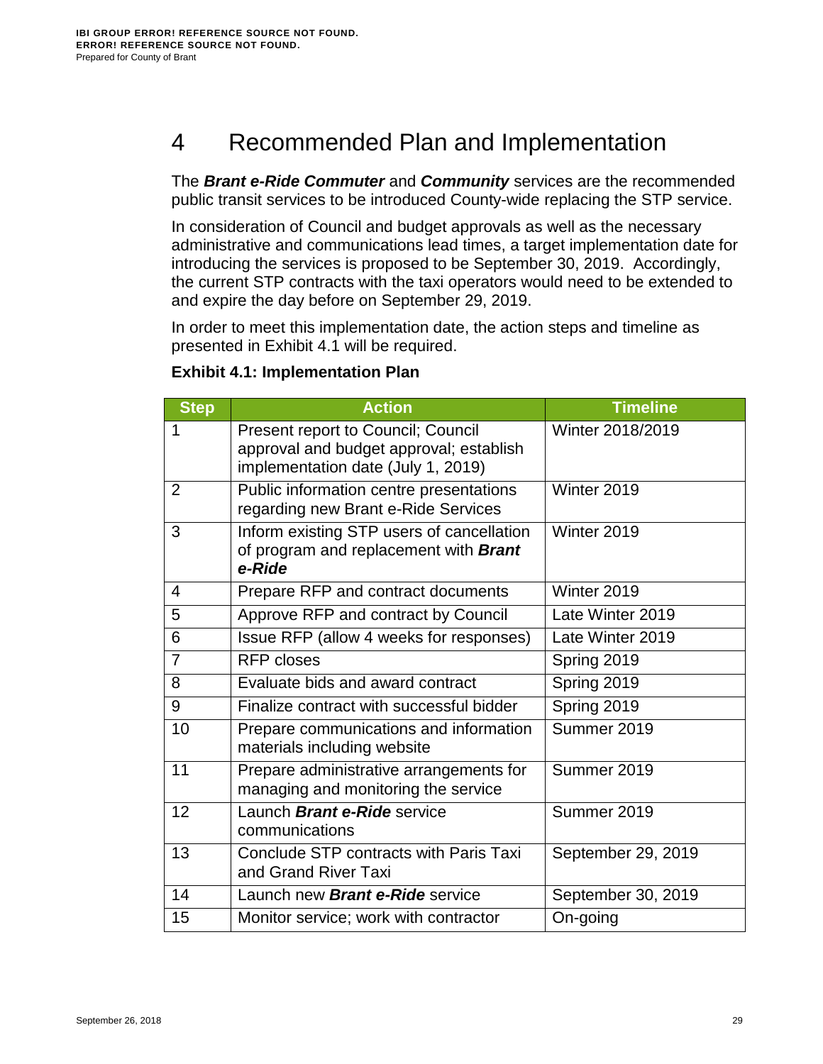# 4 Recommended Plan and Implementation

The ***Brant e-Ride Commuter*** and ***Community*** services are the recommended public transit services to be introduced County-wide replacing the STP service.

In consideration of Council and budget approvals as well as the necessary administrative and communications lead times, a target implementation date for introducing the services is proposed to be September 30, 2019. Accordingly, the current STP contracts with the taxi operators would need to be extended to and expire the day before on September 29, 2019.

In order to meet this implementation date, the action steps and timeline as presented in Exhibit 4.1 will be required.

**Exhibit 4.1: Implementation Plan**

| Step | Action | Timeline |
|---|---|---|
| 1 | Present report to Council; Council approval and budget approval; establish implementation date (July 1, 2019) | Winter 2018/2019 |
| 2 | Public information centre presentations regarding new Brant e-Ride Services | Winter 2019 |
| 3 | Inform existing STP users of cancellation of program and replacement with ***Brant e-Ride*** | Winter 2019 |
| 4 | Prepare RFP and contract documents | Winter 2019 |
| 5 | Approve RFP and contract by Council | Late Winter 2019 |
| 6 | Issue RFP (allow 4 weeks for responses) | Late Winter 2019 |
| 7 | RFP closes | Spring 2019 |
| 8 | Evaluate bids and award contract | Spring 2019 |
| 9 | Finalize contract with successful bidder | Spring 2019 |
| 10 | Prepare communications and information materials including website | Summer 2019 |
| 11 | Prepare administrative arrangements for managing and monitoring the service | Summer 2019 |
| 12 | Launch ***Brant e-Ride*** service communications | Summer 2019 |
| 13 | Conclude STP contracts with Paris Taxi and Grand River Taxi | September 29, 2019 |
| 14 | Launch new ***Brant e-Ride*** service | September 30, 2019 |
| 15 | Monitor service; work with contractor | On-going |